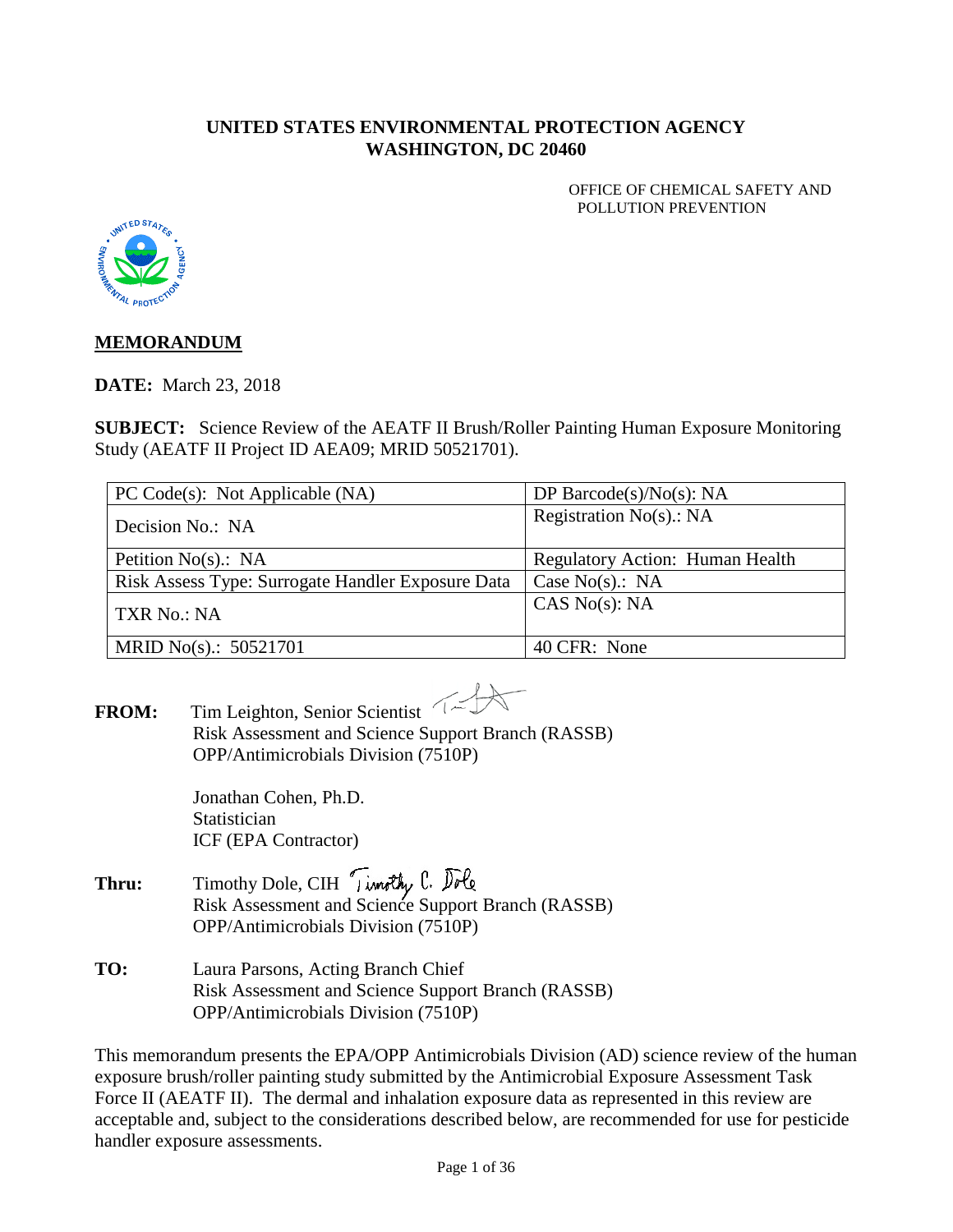**UNITED STATES ENVIRONMENTAL PROTECTION AGENCY**
**WASHINGTON, DC 20460**

OFFICE OF CHEMICAL SAFETY AND POLLUTION PREVENTION

**MEMORANDUM**

**DATE:** March 23, 2018

**SUBJECT:** Science Review of the AEATF II Brush/Roller Painting Human Exposure Monitoring Study (AEATF II Project ID AEA09; MRID 50521701).

| | |
|---|---|
| PC Code(s): Not Applicable (NA) | DP Barcode(s)/No(s): NA |
| Decision No.: NA | Registration No(s).: NA |
| Petition No(s).: NA | Regulatory Action: Human Health |
| Risk Assess Type: Surrogate Handler Exposure Data | Case No(s).: NA |
| TXR No.: NA | CAS No(s): NA |
| MRID No(s).: 50521701 | 40 CFR: None |

**FROM:** Tim Leighton, Senior Scientist
Risk Assessment and Science Support Branch (RASSB)
OPP/Antimicrobials Division (7510P)

Jonathan Cohen, Ph.D.
Statistician
ICF (EPA Contractor)

**Thru:** Timothy Dole, CIH
Risk Assessment and Science Support Branch (RASSB)
OPP/Antimicrobials Division (7510P)

**TO:** Laura Parsons, Acting Branch Chief
Risk Assessment and Science Support Branch (RASSB)
OPP/Antimicrobials Division (7510P)

This memorandum presents the EPA/OPP Antimicrobials Division (AD) science review of the human exposure brush/roller painting study submitted by the Antimicrobial Exposure Assessment Task Force II (AEATF II). The dermal and inhalation exposure data as represented in this review are acceptable and, subject to the considerations described below, are recommended for use for pesticide handler exposure assessments.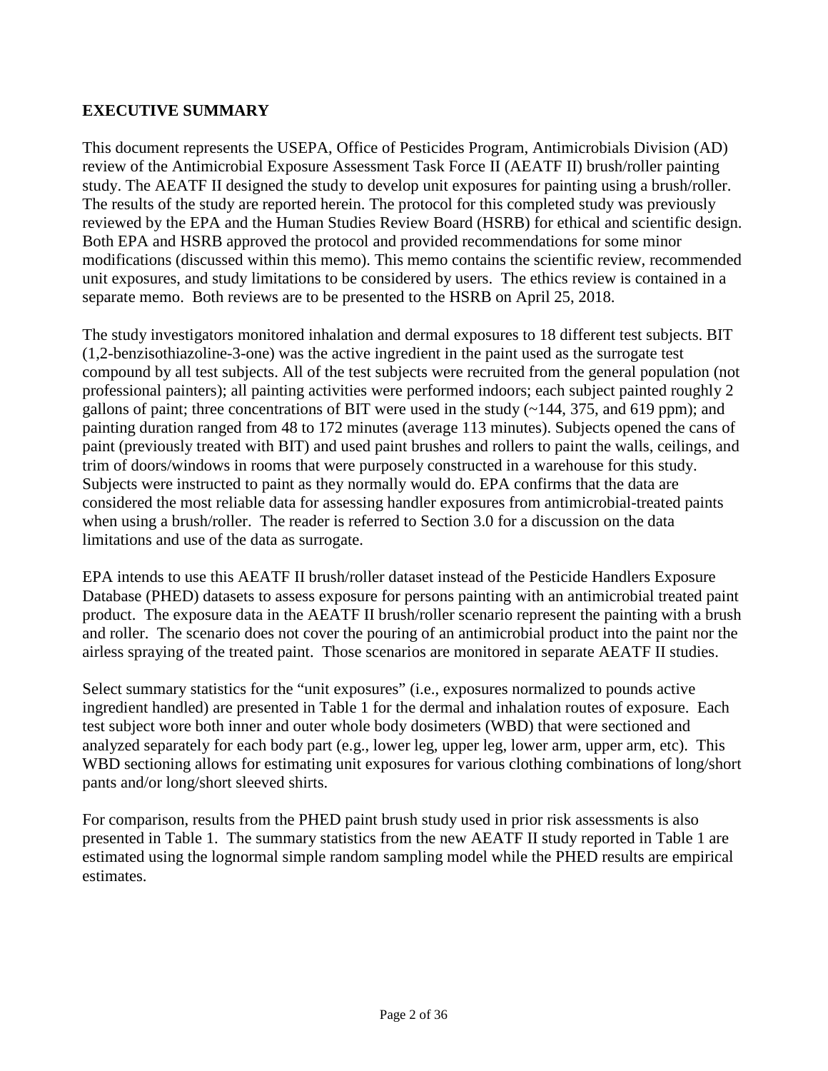## EXECUTIVE SUMMARY

This document represents the USEPA, Office of Pesticides Program, Antimicrobials Division (AD) review of the Antimicrobial Exposure Assessment Task Force II (AEATF II) brush/roller painting study. The AEATF II designed the study to develop unit exposures for painting using a brush/roller. The results of the study are reported herein. The protocol for this completed study was previously reviewed by the EPA and the Human Studies Review Board (HSRB) for ethical and scientific design. Both EPA and HSRB approved the protocol and provided recommendations for some minor modifications (discussed within this memo). This memo contains the scientific review, recommended unit exposures, and study limitations to be considered by users. The ethics review is contained in a separate memo. Both reviews are to be presented to the HSRB on April 25, 2018.

The study investigators monitored inhalation and dermal exposures to 18 different test subjects. BIT (1,2-benzisothiazoline-3-one) was the active ingredient in the paint used as the surrogate test compound by all test subjects. All of the test subjects were recruited from the general population (not professional painters); all painting activities were performed indoors; each subject painted roughly 2 gallons of paint; three concentrations of BIT were used in the study (~144, 375, and 619 ppm); and painting duration ranged from 48 to 172 minutes (average 113 minutes). Subjects opened the cans of paint (previously treated with BIT) and used paint brushes and rollers to paint the walls, ceilings, and trim of doors/windows in rooms that were purposely constructed in a warehouse for this study. Subjects were instructed to paint as they normally would do. EPA confirms that the data are considered the most reliable data for assessing handler exposures from antimicrobial-treated paints when using a brush/roller. The reader is referred to Section 3.0 for a discussion on the data limitations and use of the data as surrogate.

EPA intends to use this AEATF II brush/roller dataset instead of the Pesticide Handlers Exposure Database (PHED) datasets to assess exposure for persons painting with an antimicrobial treated paint product. The exposure data in the AEATF II brush/roller scenario represent the painting with a brush and roller. The scenario does not cover the pouring of an antimicrobial product into the paint nor the airless spraying of the treated paint. Those scenarios are monitored in separate AEATF II studies.

Select summary statistics for the "unit exposures" (i.e., exposures normalized to pounds active ingredient handled) are presented in Table 1 for the dermal and inhalation routes of exposure. Each test subject wore both inner and outer whole body dosimeters (WBD) that were sectioned and analyzed separately for each body part (e.g., lower leg, upper leg, lower arm, upper arm, etc). This WBD sectioning allows for estimating unit exposures for various clothing combinations of long/short pants and/or long/short sleeved shirts.

For comparison, results from the PHED paint brush study used in prior risk assessments is also presented in Table 1. The summary statistics from the new AEATF II study reported in Table 1 are estimated using the lognormal simple random sampling model while the PHED results are empirical estimates.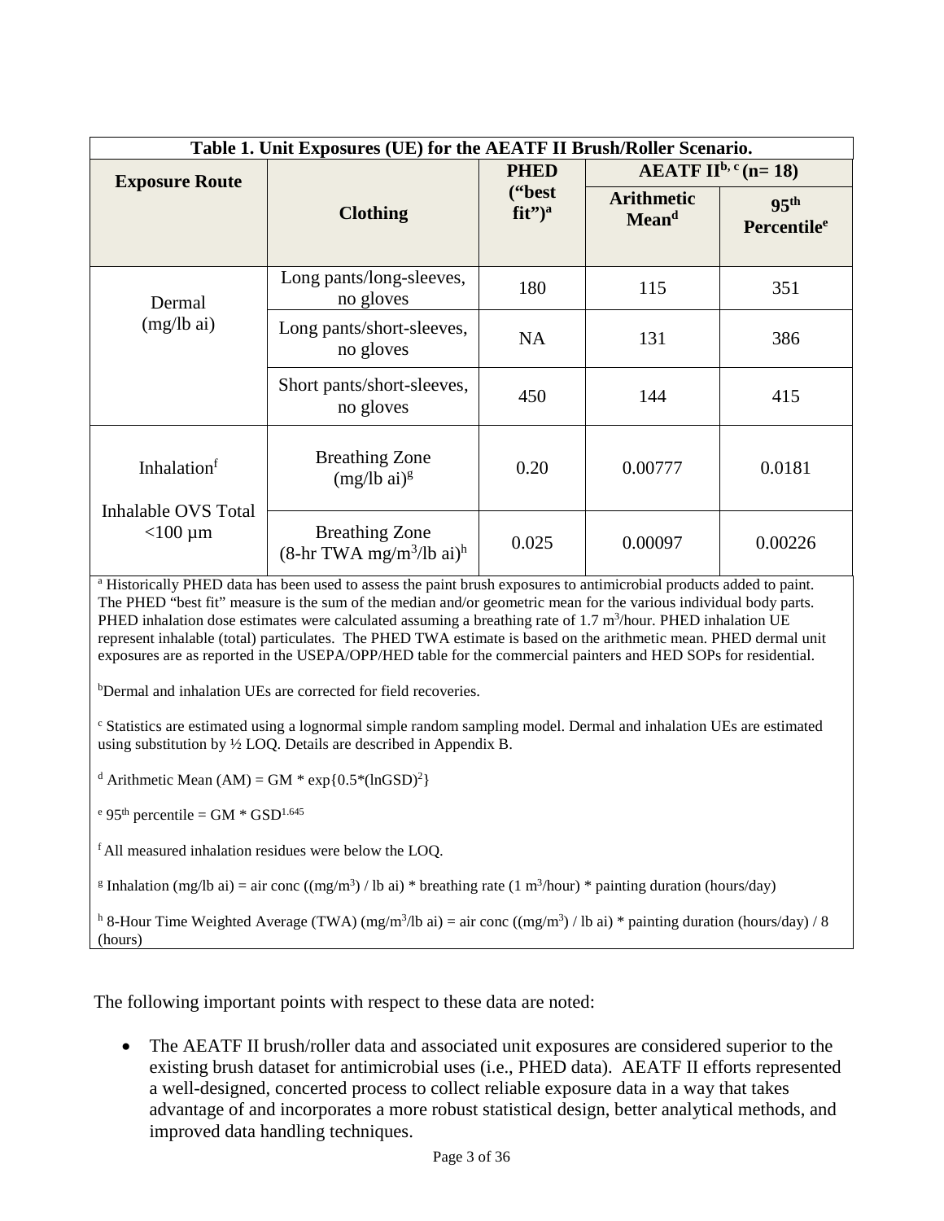| Table 1. Unit Exposures (UE) for the AEATF II Brush/Roller Scenario. | | | | |
|---|---|---|---|---|
| **Exposure Route** | **Clothing** | **PHED ("best fit")[a]** | **AEATF II[b, c] (n= 18)** | |
| | | | **Arithmetic Mean[d]** | **95th Percentile[e]** |
| Dermal (mg/lb ai) | Long pants/long-sleeves, no gloves | 180 | 115 | 351 |
| | Long pants/short-sleeves, no gloves | NA | 131 | 386 |
| | Short pants/short-sleeves, no gloves | 450 | 144 | 415 |
| Inhalation[f] Inhalable OVS Total <100 µm | Breathing Zone (mg/lb ai)[g] | 0.20 | 0.00777 | 0.0181 |
| | Breathing Zone (8-hr TWA $mg/m^3$/lb ai)[h] | 0.025 | 0.00097 | 0.00226 |

[a] Historically PHED data has been used to assess the paint brush exposures to antimicrobial products added to paint. The PHED "best fit" measure is the sum of the median and/or geometric mean for the various individual body parts. PHED inhalation dose estimates were calculated assuming a breathing rate of 1.7 $m^3$/hour. PHED inhalation UE represent inhalable (total) particulates. The PHED TWA estimate is based on the arithmetic mean. PHED dermal unit exposures are as reported in the USEPA/OPP/HED table for the commercial painters and HED SOPs for residential.

[b] Dermal and inhalation UEs are corrected for field recoveries.

[c] Statistics are estimated using a lognormal simple random sampling model. Dermal and inhalation UEs are estimated using substitution by ½ LOQ. Details are described in Appendix B.

[d] Arithmetic Mean (AM) = $GM * \exp\{0.5*(\ln GSD)^2\}$

[e] 95th percentile = $GM * GSD^{1.645}$

[f] All measured inhalation residues were below the LOQ.

[g] Inhalation (mg/lb ai) = air conc (($mg/m^3$) / lb ai) * breathing rate (1 $m^3$/hour) * painting duration (hours/day)

[h] 8-Hour Time Weighted Average (TWA) ($mg/m^3$/lb ai) = air conc (($mg/m^3$) / lb ai) * painting duration (hours/day) / 8 (hours)

The following important points with respect to these data are noted:

- The AEATF II brush/roller data and associated unit exposures are considered superior to the existing brush dataset for antimicrobial uses (i.e., PHED data). AEATF II efforts represented a well-designed, concerted process to collect reliable exposure data in a way that takes advantage of and incorporates a more robust statistical design, better analytical methods, and improved data handling techniques.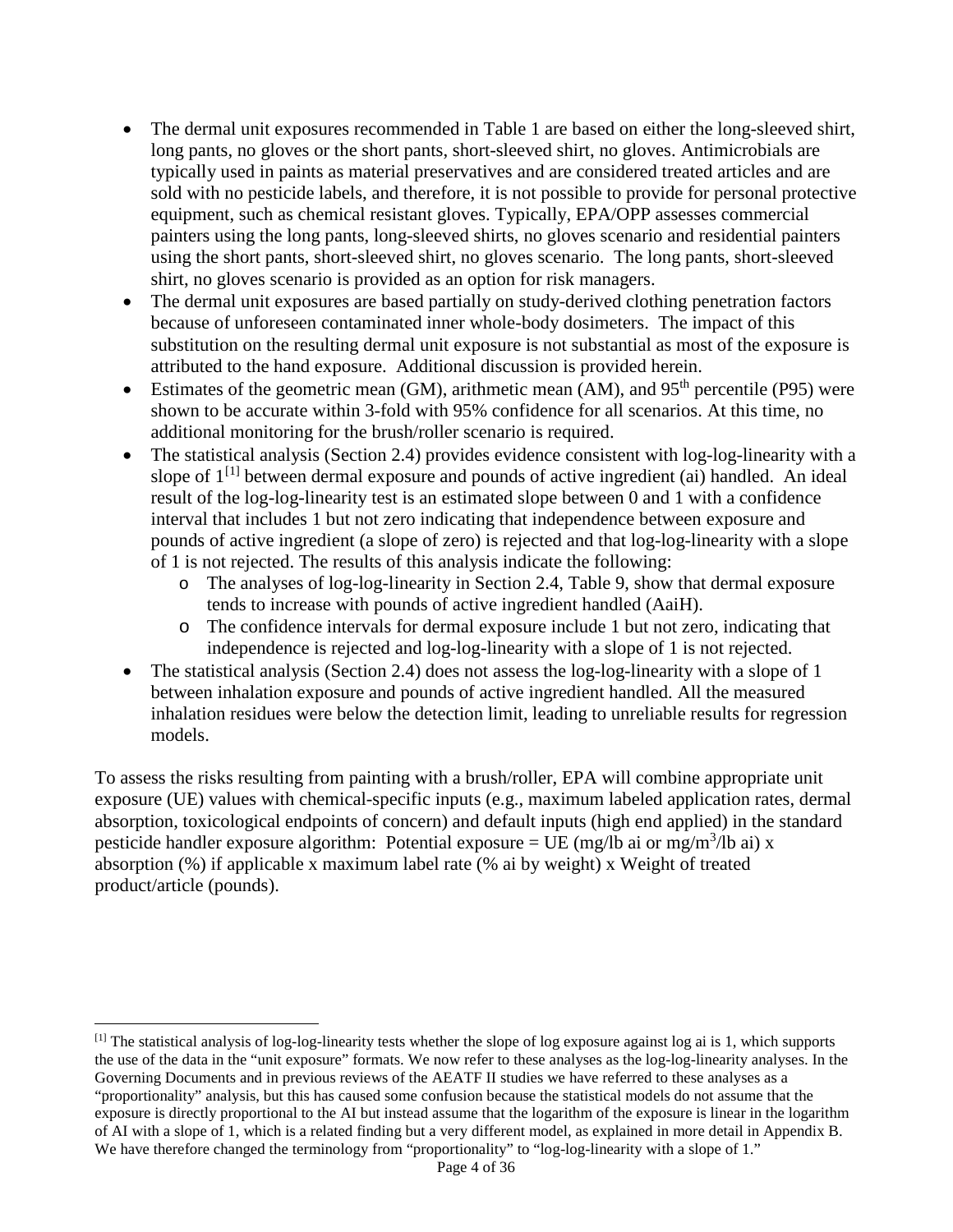- The dermal unit exposures recommended in Table 1 are based on either the long-sleeved shirt, long pants, no gloves or the short pants, short-sleeved shirt, no gloves. Antimicrobials are typically used in paints as material preservatives and are considered treated articles and are sold with no pesticide labels, and therefore, it is not possible to provide for personal protective equipment, such as chemical resistant gloves. Typically, EPA/OPP assesses commercial painters using the long pants, long-sleeved shirts, no gloves scenario and residential painters using the short pants, short-sleeved shirt, no gloves scenario. The long pants, short-sleeved shirt, no gloves scenario is provided as an option for risk managers.
- The dermal unit exposures are based partially on study-derived clothing penetration factors because of unforeseen contaminated inner whole-body dosimeters. The impact of this substitution on the resulting dermal unit exposure is not substantial as most of the exposure is attributed to the hand exposure. Additional discussion is provided herein.
- Estimates of the geometric mean (GM), arithmetic mean (AM), and 95$^{th}$ percentile (P95) were shown to be accurate within 3-fold with 95% confidence for all scenarios. At this time, no additional monitoring for the brush/roller scenario is required.
- The statistical analysis (Section 2.4) provides evidence consistent with log-log-linearity with a slope of 1[1] between dermal exposure and pounds of active ingredient (ai) handled. An ideal result of the log-log-linearity test is an estimated slope between 0 and 1 with a confidence interval that includes 1 but not zero indicating that independence between exposure and pounds of active ingredient (a slope of zero) is rejected and that log-log-linearity with a slope of 1 is not rejected. The results of this analysis indicate the following:
  - The analyses of log-log-linearity in Section 2.4, Table 9, show that dermal exposure tends to increase with pounds of active ingredient handled (AaiH).
  - The confidence intervals for dermal exposure include 1 but not zero, indicating that independence is rejected and log-log-linearity with a slope of 1 is not rejected.
- The statistical analysis (Section 2.4) does not assess the log-log-linearity with a slope of 1 between inhalation exposure and pounds of active ingredient handled. All the measured inhalation residues were below the detection limit, leading to unreliable results for regression models.

To assess the risks resulting from painting with a brush/roller, EPA will combine appropriate unit exposure (UE) values with chemical-specific inputs (e.g., maximum labeled application rates, dermal absorption, toxicological endpoints of concern) and default inputs (high end applied) in the standard pesticide handler exposure algorithm: Potential exposure = UE (mg/lb ai or mg/m$^3$/lb ai) x absorption (%) if applicable x maximum label rate (% ai by weight) x Weight of treated product/article (pounds).

[1] The statistical analysis of log-log-linearity tests whether the slope of log exposure against log ai is 1, which supports the use of the data in the "unit exposure" formats. We now refer to these analyses as the log-log-linearity analyses. In the Governing Documents and in previous reviews of the AEATF II studies we have referred to these analyses as a "proportionality" analysis, but this has caused some confusion because the statistical models do not assume that the exposure is directly proportional to the AI but instead assume that the logarithm of the exposure is linear in the logarithm of AI with a slope of 1, which is a related finding but a very different model, as explained in more detail in Appendix B. We have therefore changed the terminology from "proportionality" to "log-log-linearity with a slope of 1."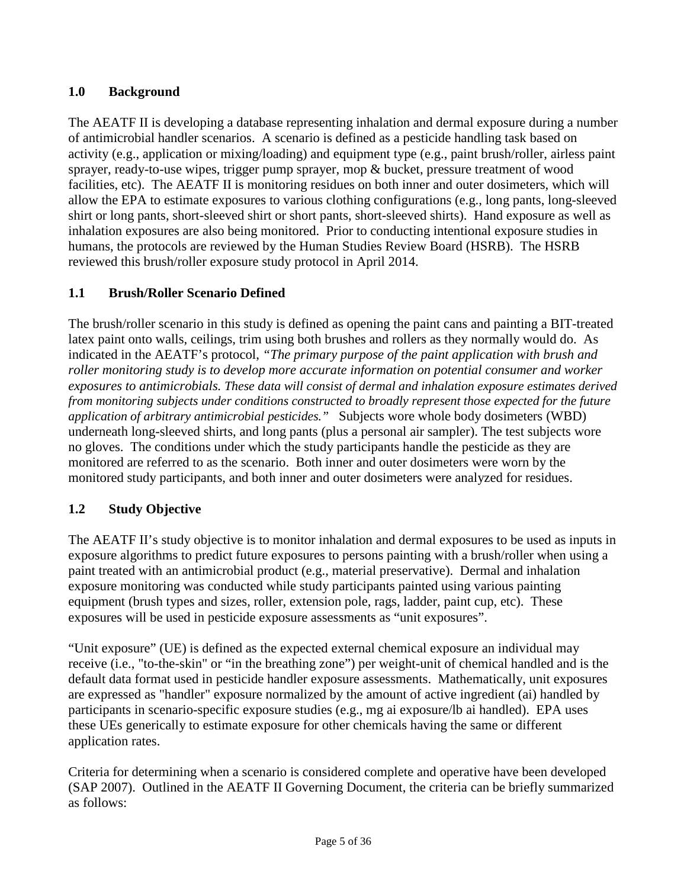## 1.0 Background

The AEATF II is developing a database representing inhalation and dermal exposure during a number of antimicrobial handler scenarios. A scenario is defined as a pesticide handling task based on activity (e.g., application or mixing/loading) and equipment type (e.g., paint brush/roller, airless paint sprayer, ready-to-use wipes, trigger pump sprayer, mop & bucket, pressure treatment of wood facilities, etc). The AEATF II is monitoring residues on both inner and outer dosimeters, which will allow the EPA to estimate exposures to various clothing configurations (e.g., long pants, long-sleeved shirt or long pants, short-sleeved shirt or short pants, short-sleeved shirts). Hand exposure as well as inhalation exposures are also being monitored. Prior to conducting intentional exposure studies in humans, the protocols are reviewed by the Human Studies Review Board (HSRB). The HSRB reviewed this brush/roller exposure study protocol in April 2014.

## 1.1 Brush/Roller Scenario Defined

The brush/roller scenario in this study is defined as opening the paint cans and painting a BIT-treated latex paint onto walls, ceilings, trim using both brushes and rollers as they normally would do. As indicated in the AEATF's protocol, *"The primary purpose of the paint application with brush and roller monitoring study is to develop more accurate information on potential consumer and worker exposures to antimicrobials. These data will consist of dermal and inhalation exposure estimates derived from monitoring subjects under conditions constructed to broadly represent those expected for the future application of arbitrary antimicrobial pesticides."* Subjects wore whole body dosimeters (WBD) underneath long-sleeved shirts, and long pants (plus a personal air sampler). The test subjects wore no gloves. The conditions under which the study participants handle the pesticide as they are monitored are referred to as the scenario. Both inner and outer dosimeters were worn by the monitored study participants, and both inner and outer dosimeters were analyzed for residues.

## 1.2 Study Objective

The AEATF II's study objective is to monitor inhalation and dermal exposures to be used as inputs in exposure algorithms to predict future exposures to persons painting with a brush/roller when using a paint treated with an antimicrobial product (e.g., material preservative). Dermal and inhalation exposure monitoring was conducted while study participants painted using various painting equipment (brush types and sizes, roller, extension pole, rags, ladder, paint cup, etc). These exposures will be used in pesticide exposure assessments as "unit exposures".

"Unit exposure" (UE) is defined as the expected external chemical exposure an individual may receive (i.e., "to-the-skin" or "in the breathing zone") per weight-unit of chemical handled and is the default data format used in pesticide handler exposure assessments. Mathematically, unit exposures are expressed as "handler" exposure normalized by the amount of active ingredient (ai) handled by participants in scenario-specific exposure studies (e.g., mg ai exposure/lb ai handled). EPA uses these UEs generically to estimate exposure for other chemicals having the same or different application rates.

Criteria for determining when a scenario is considered complete and operative have been developed (SAP 2007). Outlined in the AEATF II Governing Document, the criteria can be briefly summarized as follows: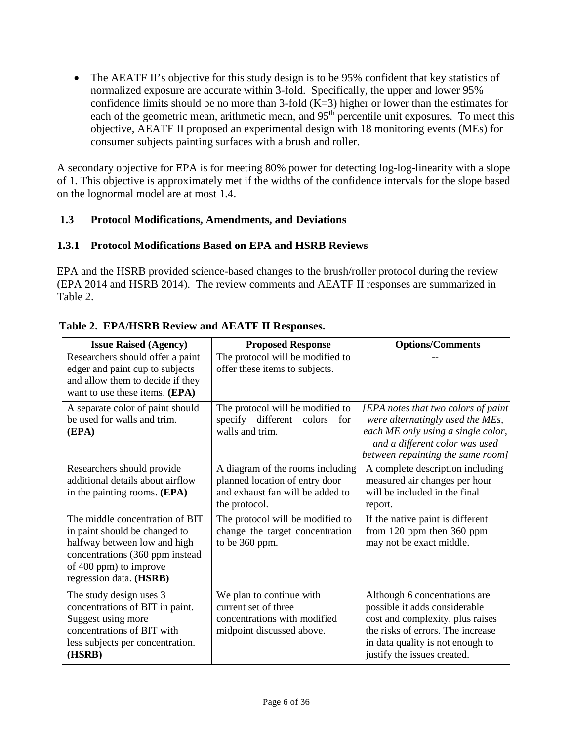- The AEATF II's objective for this study design is to be 95% confident that key statistics of normalized exposure are accurate within 3-fold. Specifically, the upper and lower 95% confidence limits should be no more than 3-fold (K=3) higher or lower than the estimates for each of the geometric mean, arithmetic mean, and 95$^{th}$ percentile unit exposures. To meet this objective, AEATF II proposed an experimental design with 18 monitoring events (MEs) for consumer subjects painting surfaces with a brush and roller.

A secondary objective for EPA is for meeting 80% power for detecting log-log-linearity with a slope of 1. This objective is approximately met if the widths of the confidence intervals for the slope based on the lognormal model are at most 1.4.

## 1.3 Protocol Modifications, Amendments, and Deviations

### 1.3.1 Protocol Modifications Based on EPA and HSRB Reviews

EPA and the HSRB provided science-based changes to the brush/roller protocol during the review (EPA 2014 and HSRB 2014). The review comments and AEATF II responses are summarized in Table 2.

**Table 2. EPA/HSRB Review and AEATF II Responses.**

| Issue Raised (Agency) | Proposed Response | Options/Comments |
|---|---|---|
| Researchers should offer a paint edger and paint cup to subjects and allow them to decide if they want to use these items. **(EPA)** | The protocol will be modified to offer these items to subjects. | -- |
| A separate color of paint should be used for walls and trim. **(EPA)** | The protocol will be modified to specify different colors for walls and trim. | *[EPA notes that two colors of paint were alternatingly used the MEs, each ME only using a single color, and a different color was used between repainting the same room]* |
| Researchers should provide additional details about airflow in the painting rooms. **(EPA)** | A diagram of the rooms including planned location of entry door and exhaust fan will be added to the protocol. | A complete description including measured air changes per hour will be included in the final report. |
| The middle concentration of BIT in paint should be changed to halfway between low and high concentrations (360 ppm instead of 400 ppm) to improve regression data. **(HSRB)** | The protocol will be modified to change the target concentration to be 360 ppm. | If the native paint is different from 120 ppm then 360 ppm may not be exact middle. |
| The study design uses 3 concentrations of BIT in paint. Suggest using more concentrations of BIT with less subjects per concentration. **(HSRB)** | We plan to continue with current set of three concentrations with modified midpoint discussed above. | Although 6 concentrations are possible it adds considerable cost and complexity, plus raises the risks of errors. The increase in data quality is not enough to justify the issues created. |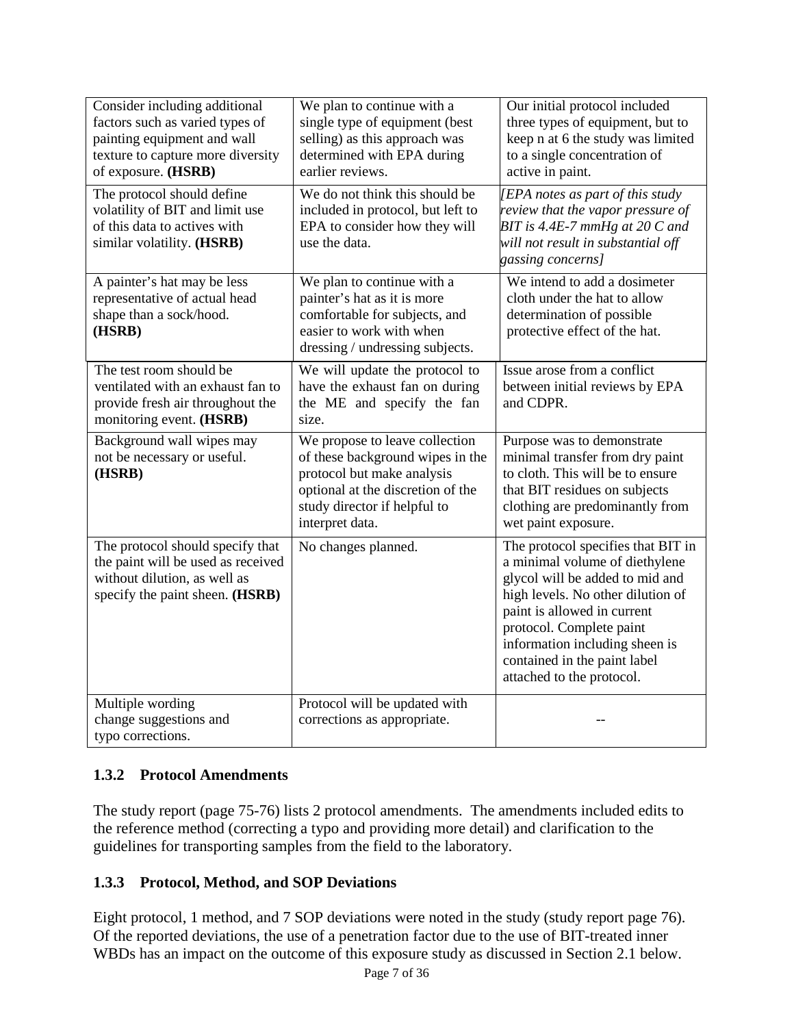| | | |
|---|---|---|
| Consider including additional factors such as varied types of painting equipment and wall texture to capture more diversity of exposure. **(HSRB)** | We plan to continue with a single type of equipment (best selling) as this approach was determined with EPA during earlier reviews. | Our initial protocol included three types of equipment, but to keep n at 6 the study was limited to a single concentration of active in paint. |
| The protocol should define volatility of BIT and limit use of this data to actives with similar volatility. **(HSRB)** | We do not think this should be included in protocol, but left to EPA to consider how they will use the data. | *[EPA notes as part of this study review that the vapor pressure of BIT is 4.4E-7 mmHg at 20 C and will not result in substantial off gassing concerns]* |
| A painter's hat may be less representative of actual head shape than a sock/hood. **(HSRB)** | We plan to continue with a painter's hat as it is more comfortable for subjects, and easier to work with when dressing / undressing subjects. | We intend to add a dosimeter cloth under the hat to allow determination of possible protective effect of the hat. |
| The test room should be ventilated with an exhaust fan to provide fresh air throughout the monitoring event. **(HSRB)** | We will update the protocol to have the exhaust fan on during the ME and specify the fan size. | Issue arose from a conflict between initial reviews by EPA and CDPR. |
| Background wall wipes may not be necessary or useful. **(HSRB)** | We propose to leave collection of these background wipes in the protocol but make analysis optional at the discretion of the study director if helpful to interpret data. | Purpose was to demonstrate minimal transfer from dry paint to cloth. This will be to ensure that BIT residues on subjects clothing are predominantly from wet paint exposure. |
| The protocol should specify that the paint will be used as received without dilution, as well as specify the paint sheen. **(HSRB)** | No changes planned. | The protocol specifies that BIT in a minimal volume of diethylene glycol will be added to mid and high levels. No other dilution of paint is allowed in current protocol. Complete paint information including sheen is contained in the paint label attached to the protocol. |
| Multiple wording change suggestions and typo corrections. | Protocol will be updated with corrections as appropriate. | -- |

### 1.3.2 Protocol Amendments

The study report (page 75-76) lists 2 protocol amendments. The amendments included edits to the reference method (correcting a typo and providing more detail) and clarification to the guidelines for transporting samples from the field to the laboratory.

### 1.3.3 Protocol, Method, and SOP Deviations

Eight protocol, 1 method, and 7 SOP deviations were noted in the study (study report page 76). Of the reported deviations, the use of a penetration factor due to the use of BIT-treated inner WBDs has an impact on the outcome of this exposure study as discussed in Section 2.1 below.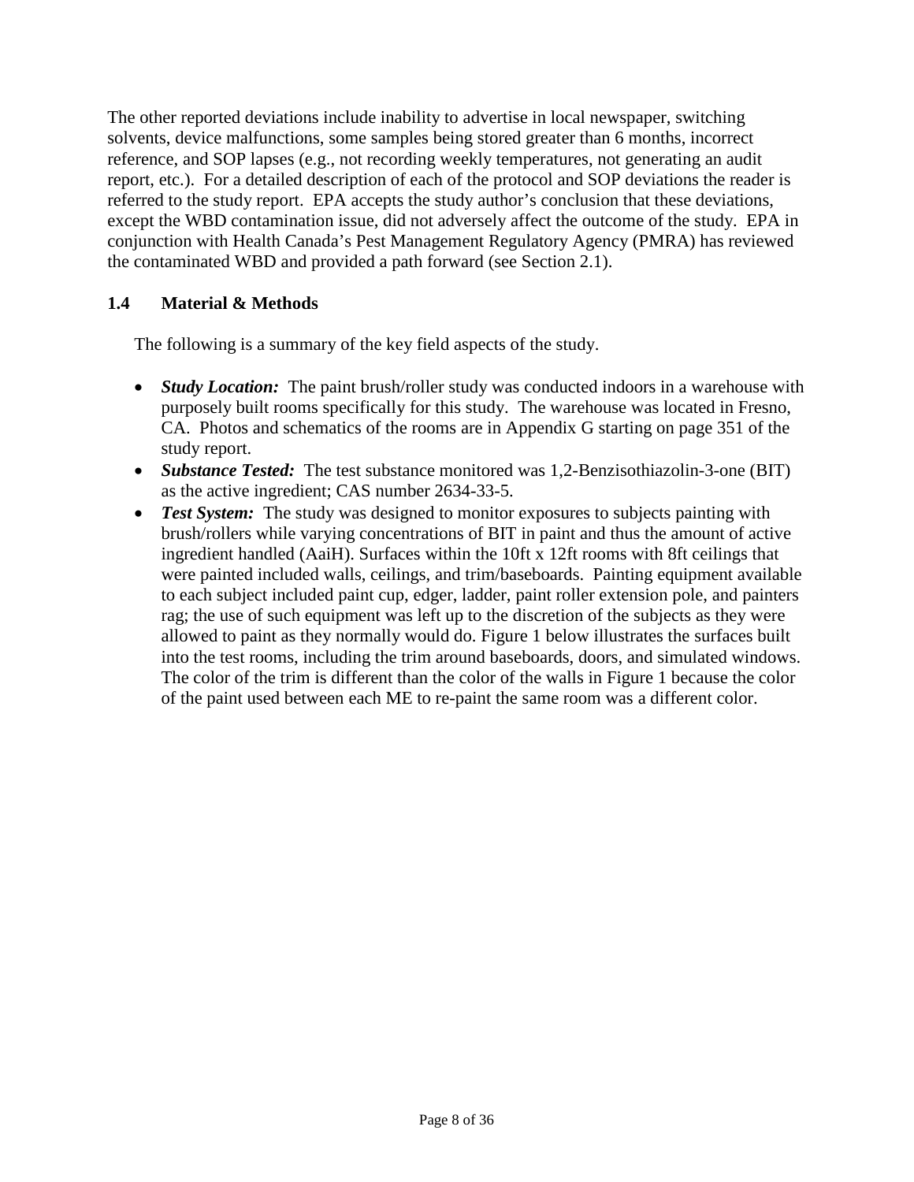The other reported deviations include inability to advertise in local newspaper, switching solvents, device malfunctions, some samples being stored greater than 6 months, incorrect reference, and SOP lapses (e.g., not recording weekly temperatures, not generating an audit report, etc.). For a detailed description of each of the protocol and SOP deviations the reader is referred to the study report. EPA accepts the study author's conclusion that these deviations, except the WBD contamination issue, did not adversely affect the outcome of the study. EPA in conjunction with Health Canada's Pest Management Regulatory Agency (PMRA) has reviewed the contaminated WBD and provided a path forward (see Section 2.1).

### 1.4 Material & Methods

The following is a summary of the key field aspects of the study.

- ***Study Location:*** The paint brush/roller study was conducted indoors in a warehouse with purposely built rooms specifically for this study. The warehouse was located in Fresno, CA. Photos and schematics of the rooms are in Appendix G starting on page 351 of the study report.
- ***Substance Tested:*** The test substance monitored was 1,2-Benzisothiazolin-3-one (BIT) as the active ingredient; CAS number 2634-33-5.
- ***Test System:*** The study was designed to monitor exposures to subjects painting with brush/rollers while varying concentrations of BIT in paint and thus the amount of active ingredient handled (AaiH). Surfaces within the 10ft x 12ft rooms with 8ft ceilings that were painted included walls, ceilings, and trim/baseboards. Painting equipment available to each subject included paint cup, edger, ladder, paint roller extension pole, and painters rag; the use of such equipment was left up to the discretion of the subjects as they were allowed to paint as they normally would do. Figure 1 below illustrates the surfaces built into the test rooms, including the trim around baseboards, doors, and simulated windows. The color of the trim is different than the color of the walls in Figure 1 because the color of the paint used between each ME to re-paint the same room was a different color.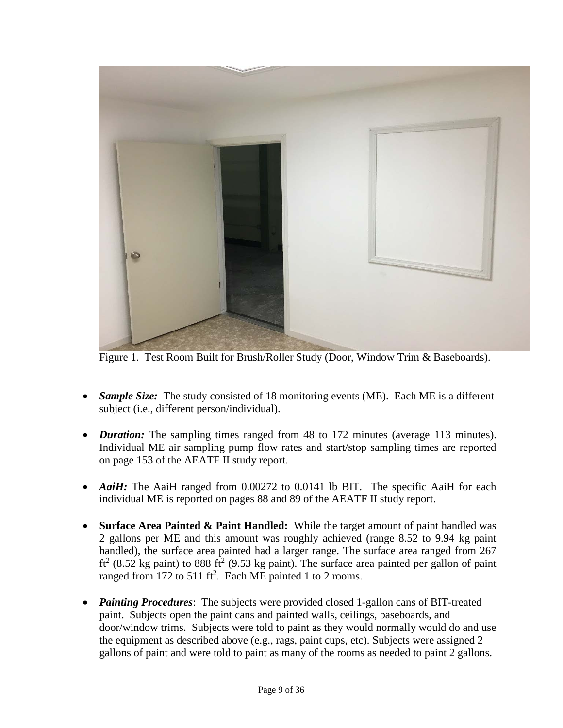Figure 1. Test Room Built for Brush/Roller Study (Door, Window Trim & Baseboards).

- ***Sample Size:*** The study consisted of 18 monitoring events (ME). Each ME is a different subject (i.e., different person/individual).

- ***Duration:*** The sampling times ranged from 48 to 172 minutes (average 113 minutes). Individual ME air sampling pump flow rates and start/stop sampling times are reported on page 153 of the AEATF II study report.

- ***AaiH:*** The AaiH ranged from 0.00272 to 0.0141 lb BIT. The specific AaiH for each individual ME is reported on pages 88 and 89 of the AEATF II study report.

- **Surface Area Painted & Paint Handled:** While the target amount of paint handled was 2 gallons per ME and this amount was roughly achieved (range 8.52 to 9.94 kg paint handled), the surface area painted had a larger range. The surface area ranged from 267 $ft^2$ (8.52 kg paint) to 888 $ft^2$ (9.53 kg paint). The surface area painted per gallon of paint ranged from 172 to 511 $ft^2$. Each ME painted 1 to 2 rooms.

- ***Painting Procedures***: The subjects were provided closed 1-gallon cans of BIT-treated paint. Subjects open the paint cans and painted walls, ceilings, baseboards, and door/window trims. Subjects were told to paint as they would normally would do and use the equipment as described above (e.g., rags, paint cups, etc). Subjects were assigned 2 gallons of paint and were told to paint as many of the rooms as needed to paint 2 gallons.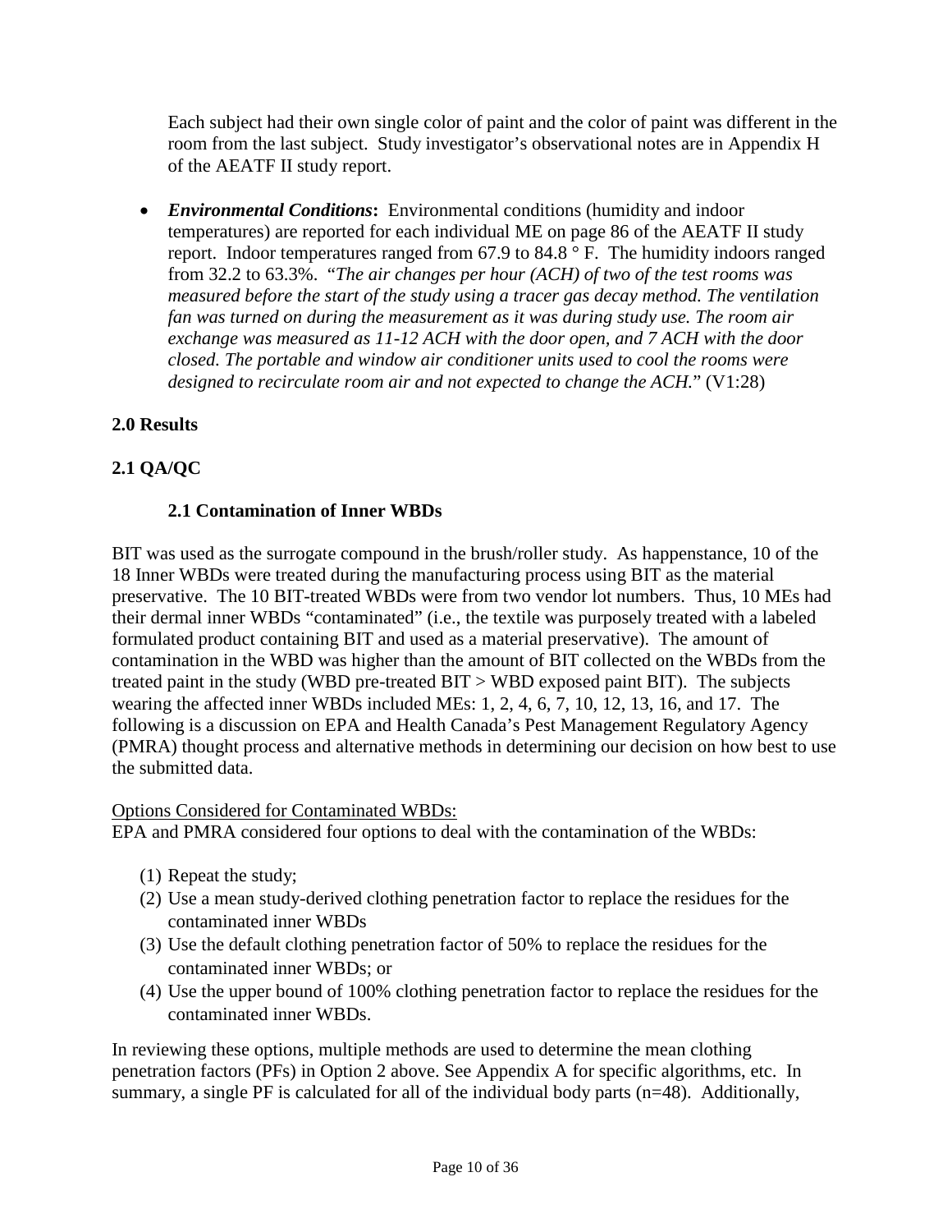Each subject had their own single color of paint and the color of paint was different in the room from the last subject. Study investigator's observational notes are in Appendix H of the AEATF II study report.

- ***Environmental Conditions*:** Environmental conditions (humidity and indoor temperatures) are reported for each individual ME on page 86 of the AEATF II study report. Indoor temperatures ranged from 67.9 to 84.8 ° F. The humidity indoors ranged from 32.2 to 63.3%. "*The air changes per hour (ACH) of two of the test rooms was measured before the start of the study using a tracer gas decay method. The ventilation fan was turned on during the measurement as it was during study use. The room air exchange was measured as 11-12 ACH with the door open, and 7 ACH with the door closed. The portable and window air conditioner units used to cool the rooms were designed to recirculate room air and not expected to change the ACH.*" (V1:28)

## 2.0 Results

## 2.1 QA/QC

### 2.1 Contamination of Inner WBDs

BIT was used as the surrogate compound in the brush/roller study. As happenstance, 10 of the 18 Inner WBDs were treated during the manufacturing process using BIT as the material preservative. The 10 BIT-treated WBDs were from two vendor lot numbers. Thus, 10 MEs had their dermal inner WBDs "contaminated" (i.e., the textile was purposely treated with a labeled formulated product containing BIT and used as a material preservative). The amount of contamination in the WBD was higher than the amount of BIT collected on the WBDs from the treated paint in the study (WBD pre-treated BIT > WBD exposed paint BIT). The subjects wearing the affected inner WBDs included MEs: 1, 2, 4, 6, 7, 10, 12, 13, 16, and 17. The following is a discussion on EPA and Health Canada's Pest Management Regulatory Agency (PMRA) thought process and alternative methods in determining our decision on how best to use the submitted data.

Options Considered for Contaminated WBDs:
EPA and PMRA considered four options to deal with the contamination of the WBDs:

(1) Repeat the study;
(2) Use a mean study-derived clothing penetration factor to replace the residues for the contaminated inner WBDs
(3) Use the default clothing penetration factor of 50% to replace the residues for the contaminated inner WBDs; or
(4) Use the upper bound of 100% clothing penetration factor to replace the residues for the contaminated inner WBDs.

In reviewing these options, multiple methods are used to determine the mean clothing penetration factors (PFs) in Option 2 above. See Appendix A for specific algorithms, etc. In summary, a single PF is calculated for all of the individual body parts (n=48). Additionally,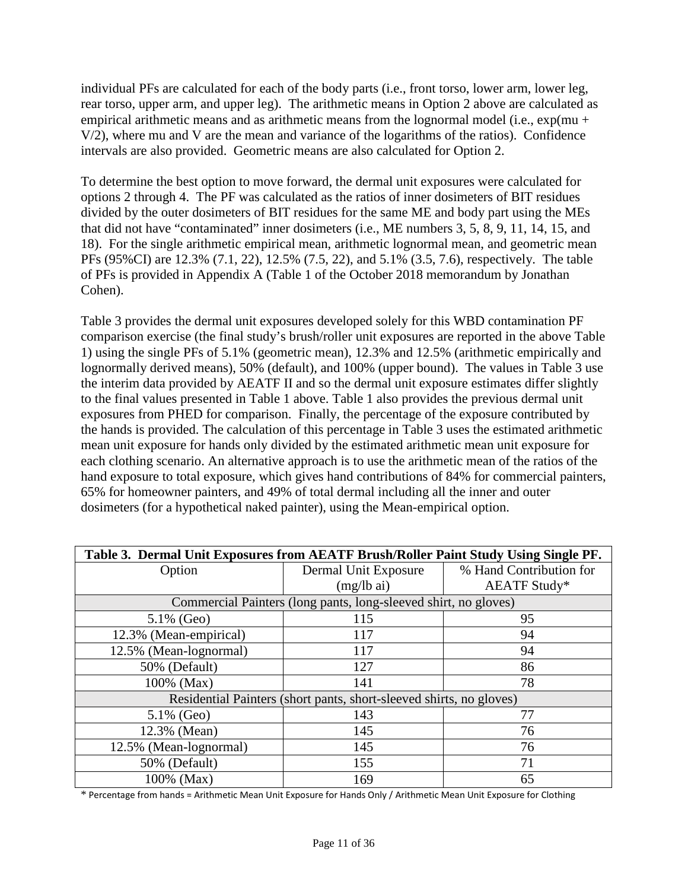individual PFs are calculated for each of the body parts (i.e., front torso, lower arm, lower leg, rear torso, upper arm, and upper leg). The arithmetic means in Option 2 above are calculated as empirical arithmetic means and as arithmetic means from the lognormal model (i.e., exp(mu + V/2), where mu and V are the mean and variance of the logarithms of the ratios). Confidence intervals are also provided. Geometric means are also calculated for Option 2.

To determine the best option to move forward, the dermal unit exposures were calculated for options 2 through 4. The PF was calculated as the ratios of inner dosimeters of BIT residues divided by the outer dosimeters of BIT residues for the same ME and body part using the MEs that did not have "contaminated" inner dosimeters (i.e., ME numbers 3, 5, 8, 9, 11, 14, 15, and 18). For the single arithmetic empirical mean, arithmetic lognormal mean, and geometric mean PFs (95%CI) are 12.3% (7.1, 22), 12.5% (7.5, 22), and 5.1% (3.5, 7.6), respectively. The table of PFs is provided in Appendix A (Table 1 of the October 2018 memorandum by Jonathan Cohen).

Table 3 provides the dermal unit exposures developed solely for this WBD contamination PF comparison exercise (the final study's brush/roller unit exposures are reported in the above Table 1) using the single PFs of 5.1% (geometric mean), 12.3% and 12.5% (arithmetic empirically and lognormally derived means), 50% (default), and 100% (upper bound). The values in Table 3 use the interim data provided by AEATF II and so the dermal unit exposure estimates differ slightly to the final values presented in Table 1 above. Table 1 also provides the previous dermal unit exposures from PHED for comparison. Finally, the percentage of the exposure contributed by the hands is provided. The calculation of this percentage in Table 3 uses the estimated arithmetic mean unit exposure for hands only divided by the estimated arithmetic mean unit exposure for each clothing scenario. An alternative approach is to use the arithmetic mean of the ratios of the hand exposure to total exposure, which gives hand contributions of 84% for commercial painters, 65% for homeowner painters, and 49% of total dermal including all the inner and outer dosimeters (for a hypothetical naked painter), using the Mean-empirical option.

**Table 3. Dermal Unit Exposures from AEATF Brush/Roller Paint Study Using Single PF.**

| Option | Dermal Unit Exposure (mg/lb ai) | % Hand Contribution for AEATF Study* |
|---|---|---|
| Commercial Painters (long pants, long-sleeved shirt, no gloves) | | |
| 5.1% (Geo) | 115 | 95 |
| 12.3% (Mean-empirical) | 117 | 94 |
| 12.5% (Mean-lognormal) | 117 | 94 |
| 50% (Default) | 127 | 86 |
| 100% (Max) | 141 | 78 |
| Residential Painters (short pants, short-sleeved shirts, no gloves) | | |
| 5.1% (Geo) | 143 | 77 |
| 12.3% (Mean) | 145 | 76 |
| 12.5% (Mean-lognormal) | 145 | 76 |
| 50% (Default) | 155 | 71 |
| 100% (Max) | 169 | 65 |

\* Percentage from hands = Arithmetic Mean Unit Exposure for Hands Only / Arithmetic Mean Unit Exposure for Clothing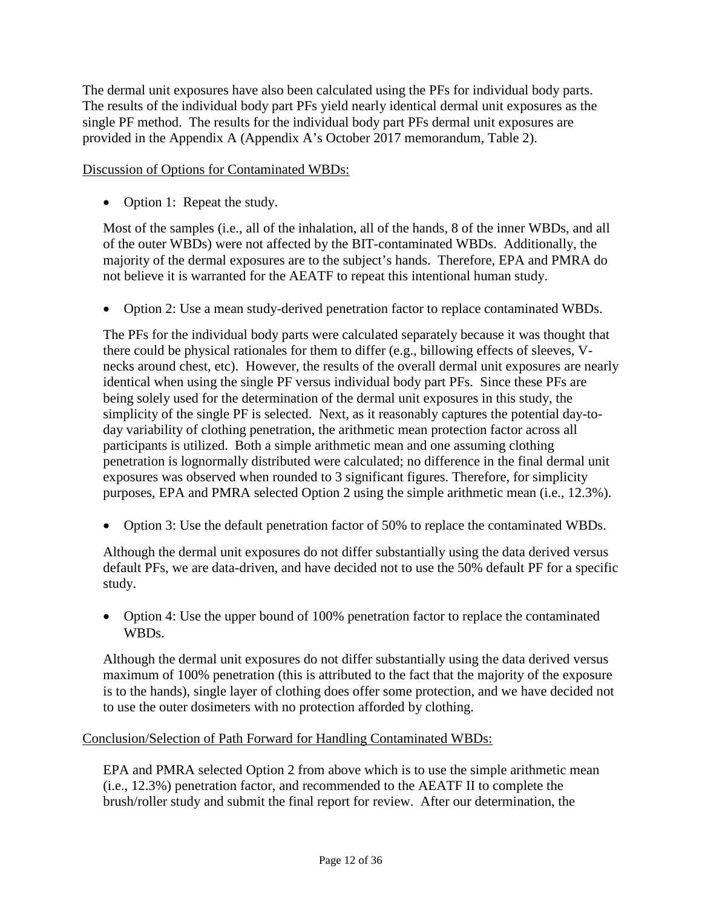The dermal unit exposures have also been calculated using the PFs for individual body parts. The results of the individual body part PFs yield nearly identical dermal unit exposures as the single PF method. The results for the individual body part PFs dermal unit exposures are provided in the Appendix A (Appendix A's October 2017 memorandum, Table 2).

Discussion of Options for Contaminated WBDs:

- Option 1: Repeat the study.

  Most of the samples (i.e., all of the inhalation, all of the hands, 8 of the inner WBDs, and all of the outer WBDs) were not affected by the BIT-contaminated WBDs. Additionally, the majority of the dermal exposures are to the subject's hands. Therefore, EPA and PMRA do not believe it is warranted for the AEATF to repeat this intentional human study.

- Option 2: Use a mean study-derived penetration factor to replace contaminated WBDs.

  The PFs for the individual body parts were calculated separately because it was thought that there could be physical rationales for them to differ (e.g., billowing effects of sleeves, V-necks around chest, etc). However, the results of the overall dermal unit exposures are nearly identical when using the single PF versus individual body part PFs. Since these PFs are being solely used for the determination of the dermal unit exposures in this study, the simplicity of the single PF is selected. Next, as it reasonably captures the potential day-to-day variability of clothing penetration, the arithmetic mean protection factor across all participants is utilized. Both a simple arithmetic mean and one assuming clothing penetration is lognormally distributed were calculated; no difference in the final dermal unit exposures was observed when rounded to 3 significant figures. Therefore, for simplicity purposes, EPA and PMRA selected Option 2 using the simple arithmetic mean (i.e., 12.3%).

- Option 3: Use the default penetration factor of 50% to replace the contaminated WBDs.

  Although the dermal unit exposures do not differ substantially using the data derived versus default PFs, we are data-driven, and have decided not to use the 50% default PF for a specific study.

- Option 4: Use the upper bound of 100% penetration factor to replace the contaminated WBDs.

  Although the dermal unit exposures do not differ substantially using the data derived versus maximum of 100% penetration (this is attributed to the fact that the majority of the exposure is to the hands), single layer of clothing does offer some protection, and we have decided not to use the outer dosimeters with no protection afforded by clothing.

Conclusion/Selection of Path Forward for Handling Contaminated WBDs:

EPA and PMRA selected Option 2 from above which is to use the simple arithmetic mean (i.e., 12.3%) penetration factor, and recommended to the AEATF II to complete the brush/roller study and submit the final report for review. After our determination, the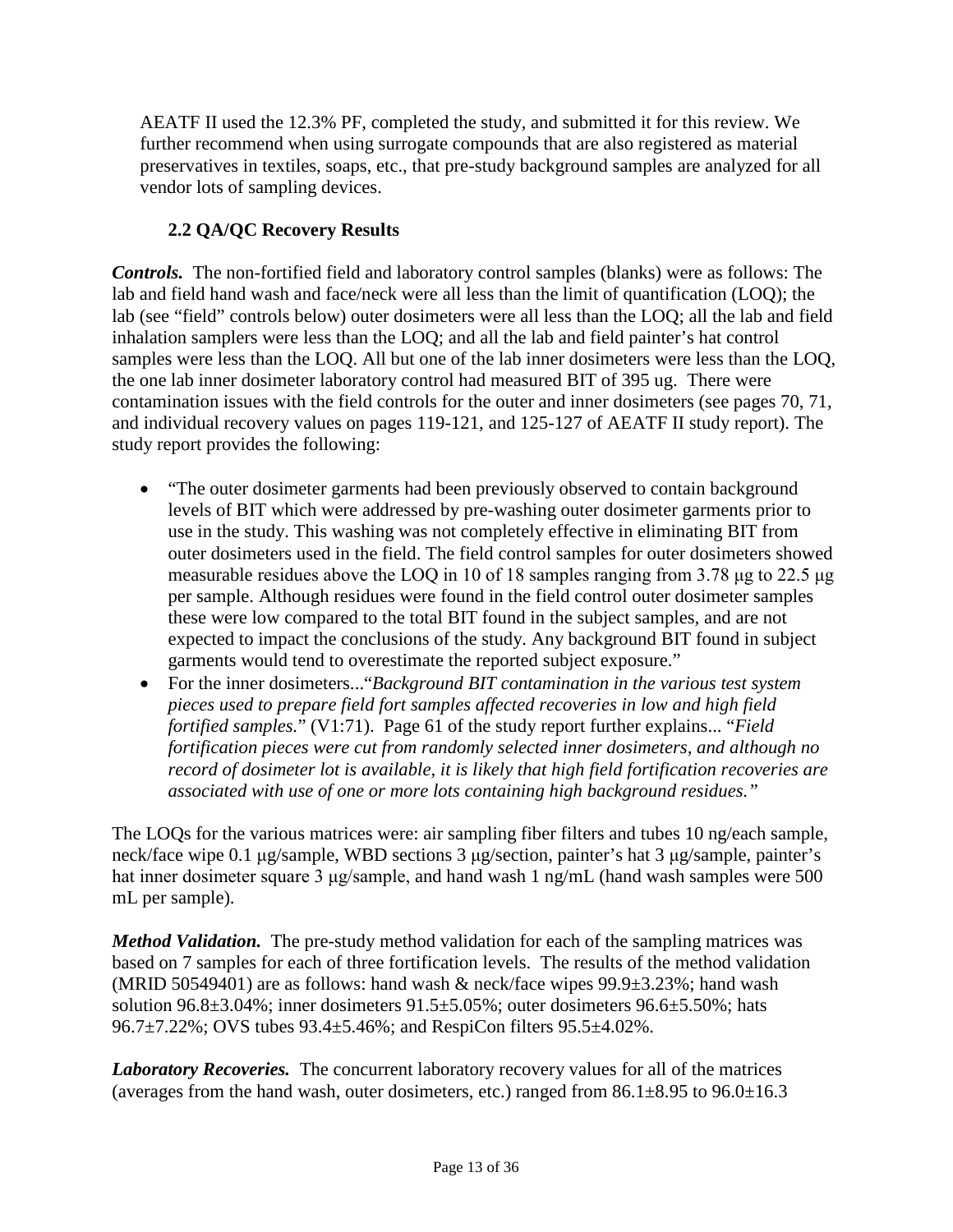AEATF II used the 12.3% PF, completed the study, and submitted it for this review. We further recommend when using surrogate compounds that are also registered as material preservatives in textiles, soaps, etc., that pre-study background samples are analyzed for all vendor lots of sampling devices.

### 2.2 QA/QC Recovery Results

***Controls.*** The non-fortified field and laboratory control samples (blanks) were as follows: The lab and field hand wash and face/neck were all less than the limit of quantification (LOQ); the lab (see "field" controls below) outer dosimeters were all less than the LOQ; all the lab and field inhalation samplers were less than the LOQ; and all the lab and field painter's hat control samples were less than the LOQ. All but one of the lab inner dosimeters were less than the LOQ, the one lab inner dosimeter laboratory control had measured BIT of 395 ug. There were contamination issues with the field controls for the outer and inner dosimeters (see pages 70, 71, and individual recovery values on pages 119-121, and 125-127 of AEATF II study report). The study report provides the following:

- "The outer dosimeter garments had been previously observed to contain background levels of BIT which were addressed by pre-washing outer dosimeter garments prior to use in the study. This washing was not completely effective in eliminating BIT from outer dosimeters used in the field. The field control samples for outer dosimeters showed measurable residues above the LOQ in 10 of 18 samples ranging from 3.78 μg to 22.5 μg per sample. Although residues were found in the field control outer dosimeter samples these were low compared to the total BIT found in the subject samples, and are not expected to impact the conclusions of the study. Any background BIT found in subject garments would tend to overestimate the reported subject exposure."
- For the inner dosimeters..."*Background BIT contamination in the various test system pieces used to prepare field fort samples affected recoveries in low and high field fortified samples.*" (V1:71). Page 61 of the study report further explains... "*Field fortification pieces were cut from randomly selected inner dosimeters, and although no record of dosimeter lot is available, it is likely that high field fortification recoveries are associated with use of one or more lots containing high background residues.*"

The LOQs for the various matrices were: air sampling fiber filters and tubes 10 ng/each sample, neck/face wipe 0.1 μg/sample, WBD sections 3 μg/section, painter's hat 3 μg/sample, painter's hat inner dosimeter square 3 μg/sample, and hand wash 1 ng/mL (hand wash samples were 500 mL per sample).

***Method Validation.*** The pre-study method validation for each of the sampling matrices was based on 7 samples for each of three fortification levels. The results of the method validation (MRID 50549401) are as follows: hand wash & neck/face wipes 99.9±3.23%; hand wash solution 96.8±3.04%; inner dosimeters 91.5±5.05%; outer dosimeters 96.6±5.50%; hats 96.7±7.22%; OVS tubes 93.4±5.46%; and RespiCon filters 95.5±4.02%.

***Laboratory Recoveries.*** The concurrent laboratory recovery values for all of the matrices (averages from the hand wash, outer dosimeters, etc.) ranged from 86.1±8.95 to 96.0±16.3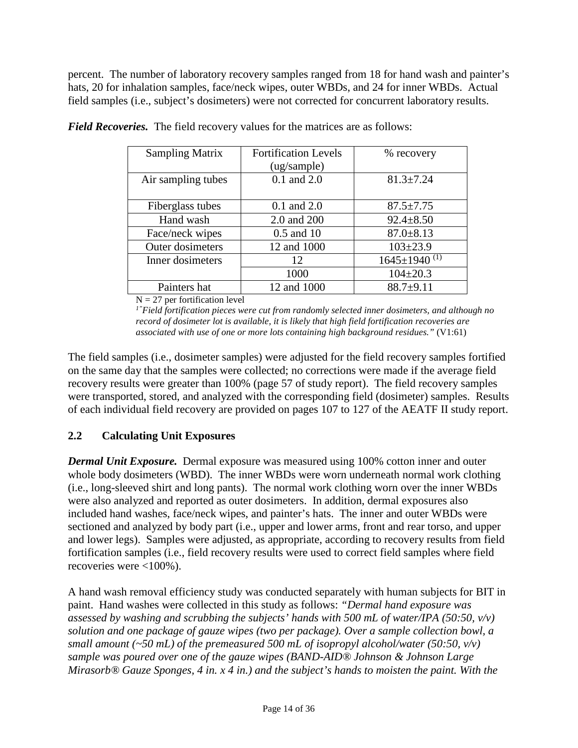percent. The number of laboratory recovery samples ranged from 18 for hand wash and painter's hats, 20 for inhalation samples, face/neck wipes, outer WBDs, and 24 for inner WBDs. Actual field samples (i.e., subject's dosimeters) were not corrected for concurrent laboratory results.

***Field Recoveries.*** The field recovery values for the matrices are as follows:

| Sampling Matrix | Fortification Levels (ug/sample) | % recovery |
|---|---|---|
| Air sampling tubes | 0.1 and 2.0 | 81.3±7.24 |
| Fiberglass tubes | 0.1 and 2.0 | 87.5±7.75 |
| Hand wash | 2.0 and 200 | 92.4±8.50 |
| Face/neck wipes | 0.5 and 10 | 87.0±8.13 |
| Outer dosimeters | 12 and 1000 | 103±23.9 |
| Inner dosimeters | 12 | 1645±1940 [(1)] |
| | 1000 | 104±20.3 |
| Painters hat | 12 and 1000 | 88.7±9.11 |

N = 27 per fortification level

[1] *"Field fortification pieces were cut from randomly selected inner dosimeters, and although no record of dosimeter lot is available, it is likely that high field fortification recoveries are associated with use of one or more lots containing high background residues."* (V1:61)

The field samples (i.e., dosimeter samples) were adjusted for the field recovery samples fortified on the same day that the samples were collected; no corrections were made if the average field recovery results were greater than 100% (page 57 of study report). The field recovery samples were transported, stored, and analyzed with the corresponding field (dosimeter) samples. Results of each individual field recovery are provided on pages 107 to 127 of the AEATF II study report.

### 2.2 Calculating Unit Exposures

***Dermal Unit Exposure.*** Dermal exposure was measured using 100% cotton inner and outer whole body dosimeters (WBD). The inner WBDs were worn underneath normal work clothing (i.e., long-sleeved shirt and long pants). The normal work clothing worn over the inner WBDs were also analyzed and reported as outer dosimeters. In addition, dermal exposures also included hand washes, face/neck wipes, and painter's hats. The inner and outer WBDs were sectioned and analyzed by body part (i.e., upper and lower arms, front and rear torso, and upper and lower legs). Samples were adjusted, as appropriate, according to recovery results from field fortification samples (i.e., field recovery results were used to correct field samples where field recoveries were <100%).

A hand wash removal efficiency study was conducted separately with human subjects for BIT in paint. Hand washes were collected in this study as follows: *"Dermal hand exposure was assessed by washing and scrubbing the subjects' hands with 500 mL of water/IPA (50:50, v/v) solution and one package of gauze wipes (two per package). Over a sample collection bowl, a small amount (~50 mL) of the premeasured 500 mL of isopropyl alcohol/water (50:50, v/v) sample was poured over one of the gauze wipes (BAND-AID® Johnson & Johnson Large Mirasorb® Gauze Sponges, 4 in. x 4 in.) and the subject's hands to moisten the paint. With the*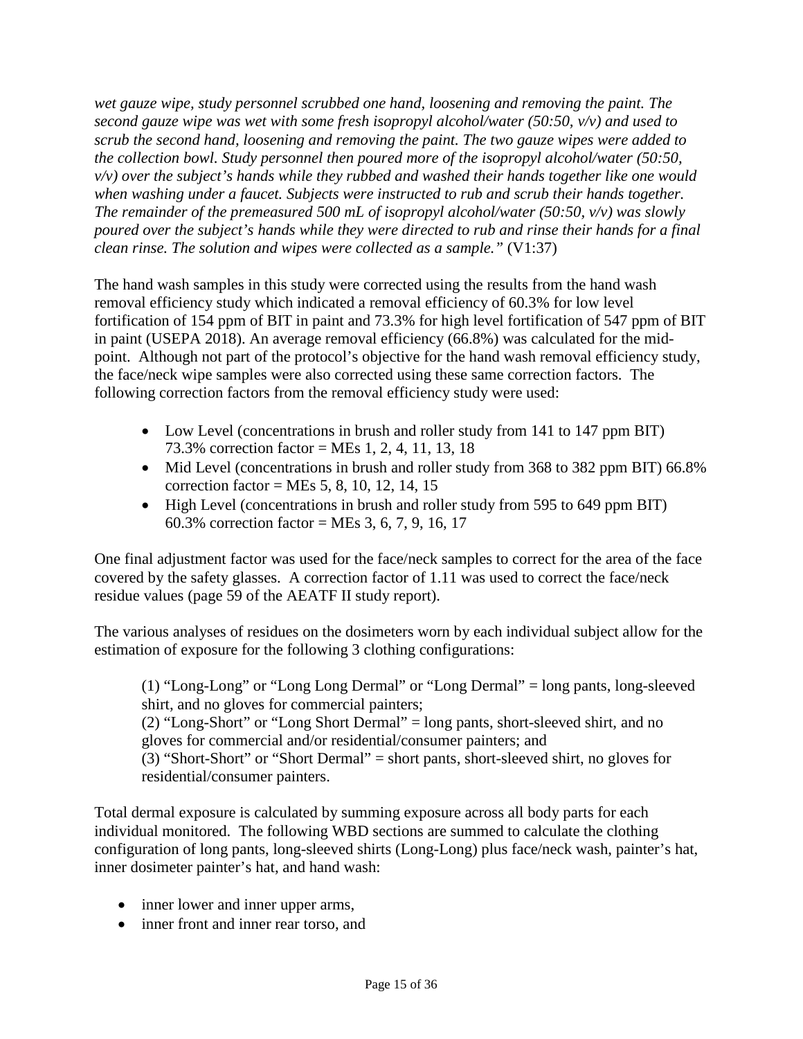*wet gauze wipe, study personnel scrubbed one hand, loosening and removing the paint. The second gauze wipe was wet with some fresh isopropyl alcohol/water (50:50, v/v) and used to scrub the second hand, loosening and removing the paint. The two gauze wipes were added to the collection bowl. Study personnel then poured more of the isopropyl alcohol/water (50:50, v/v) over the subject's hands while they rubbed and washed their hands together like one would when washing under a faucet. Subjects were instructed to rub and scrub their hands together. The remainder of the premeasured 500 mL of isopropyl alcohol/water (50:50, v/v) was slowly poured over the subject's hands while they were directed to rub and rinse their hands for a final clean rinse. The solution and wipes were collected as a sample."* (V1:37)

The hand wash samples in this study were corrected using the results from the hand wash removal efficiency study which indicated a removal efficiency of 60.3% for low level fortification of 154 ppm of BIT in paint and 73.3% for high level fortification of 547 ppm of BIT in paint (USEPA 2018). An average removal efficiency (66.8%) was calculated for the mid-point. Although not part of the protocol's objective for the hand wash removal efficiency study, the face/neck wipe samples were also corrected using these same correction factors. The following correction factors from the removal efficiency study were used:

- Low Level (concentrations in brush and roller study from 141 to 147 ppm BIT) 73.3% correction factor = MEs 1, 2, 4, 11, 13, 18
- Mid Level (concentrations in brush and roller study from 368 to 382 ppm BIT) 66.8% correction factor = MEs 5, 8, 10, 12, 14, 15
- High Level (concentrations in brush and roller study from 595 to 649 ppm BIT) 60.3% correction factor = MEs 3, 6, 7, 9, 16, 17

One final adjustment factor was used for the face/neck samples to correct for the area of the face covered by the safety glasses. A correction factor of 1.11 was used to correct the face/neck residue values (page 59 of the AEATF II study report).

The various analyses of residues on the dosimeters worn by each individual subject allow for the estimation of exposure for the following 3 clothing configurations:

(1) "Long-Long" or "Long Long Dermal" or "Long Dermal" = long pants, long-sleeved shirt, and no gloves for commercial painters;
(2) "Long-Short" or "Long Short Dermal" = long pants, short-sleeved shirt, and no gloves for commercial and/or residential/consumer painters; and
(3) "Short-Short" or "Short Dermal" = short pants, short-sleeved shirt, no gloves for residential/consumer painters.

Total dermal exposure is calculated by summing exposure across all body parts for each individual monitored. The following WBD sections are summed to calculate the clothing configuration of long pants, long-sleeved shirts (Long-Long) plus face/neck wash, painter's hat, inner dosimeter painter's hat, and hand wash:

- inner lower and inner upper arms,
- inner front and inner rear torso, and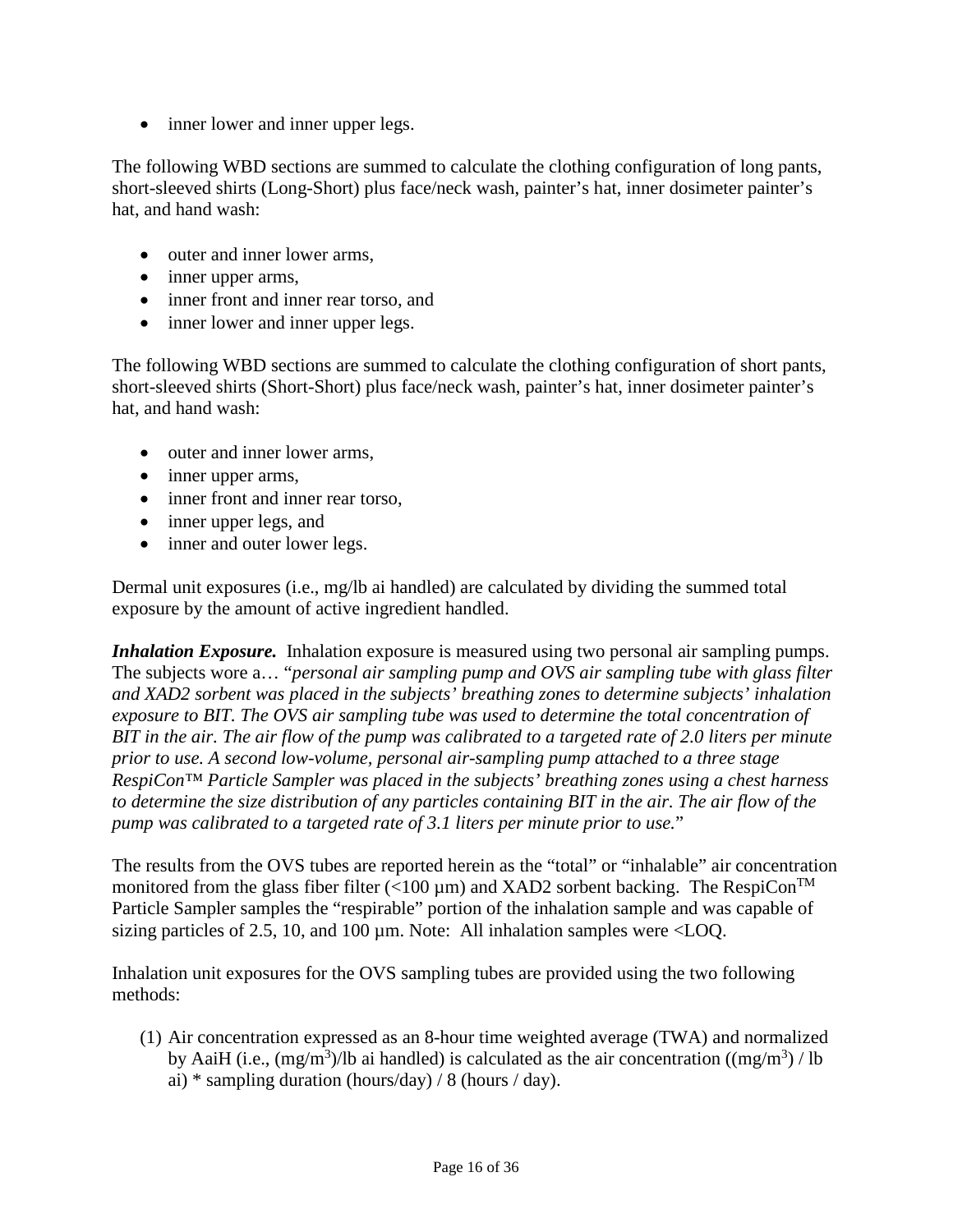- inner lower and inner upper legs.

The following WBD sections are summed to calculate the clothing configuration of long pants, short-sleeved shirts (Long-Short) plus face/neck wash, painter's hat, inner dosimeter painter's hat, and hand wash:

- outer and inner lower arms,
- inner upper arms,
- inner front and inner rear torso, and
- inner lower and inner upper legs.

The following WBD sections are summed to calculate the clothing configuration of short pants, short-sleeved shirts (Short-Short) plus face/neck wash, painter's hat, inner dosimeter painter's hat, and hand wash:

- outer and inner lower arms,
- inner upper arms,
- inner front and inner rear torso,
- inner upper legs, and
- inner and outer lower legs.

Dermal unit exposures (i.e., mg/lb ai handled) are calculated by dividing the summed total exposure by the amount of active ingredient handled.

***Inhalation Exposure.*** Inhalation exposure is measured using two personal air sampling pumps. The subjects wore a… "*personal air sampling pump and OVS air sampling tube with glass filter and XAD2 sorbent was placed in the subjects' breathing zones to determine subjects' inhalation exposure to BIT. The OVS air sampling tube was used to determine the total concentration of BIT in the air. The air flow of the pump was calibrated to a targeted rate of 2.0 liters per minute prior to use. A second low-volume, personal air-sampling pump attached to a three stage RespiCon™ Particle Sampler was placed in the subjects' breathing zones using a chest harness to determine the size distribution of any particles containing BIT in the air. The air flow of the pump was calibrated to a targeted rate of 3.1 liters per minute prior to use.*"

The results from the OVS tubes are reported herein as the "total" or "inhalable" air concentration monitored from the glass fiber filter (<100 µm) and XAD2 sorbent backing. The RespiCon™ Particle Sampler samples the "respirable" portion of the inhalation sample and was capable of sizing particles of 2.5, 10, and 100 µm. Note: All inhalation samples were <LOQ.

Inhalation unit exposures for the OVS sampling tubes are provided using the two following methods:

(1) Air concentration expressed as an 8-hour time weighted average (TWA) and normalized by AaiH (i.e., $(mg/m^3)$/lb ai handled) is calculated as the air concentration ($(mg/m^3)$ / lb ai) * sampling duration (hours/day) / 8 (hours / day).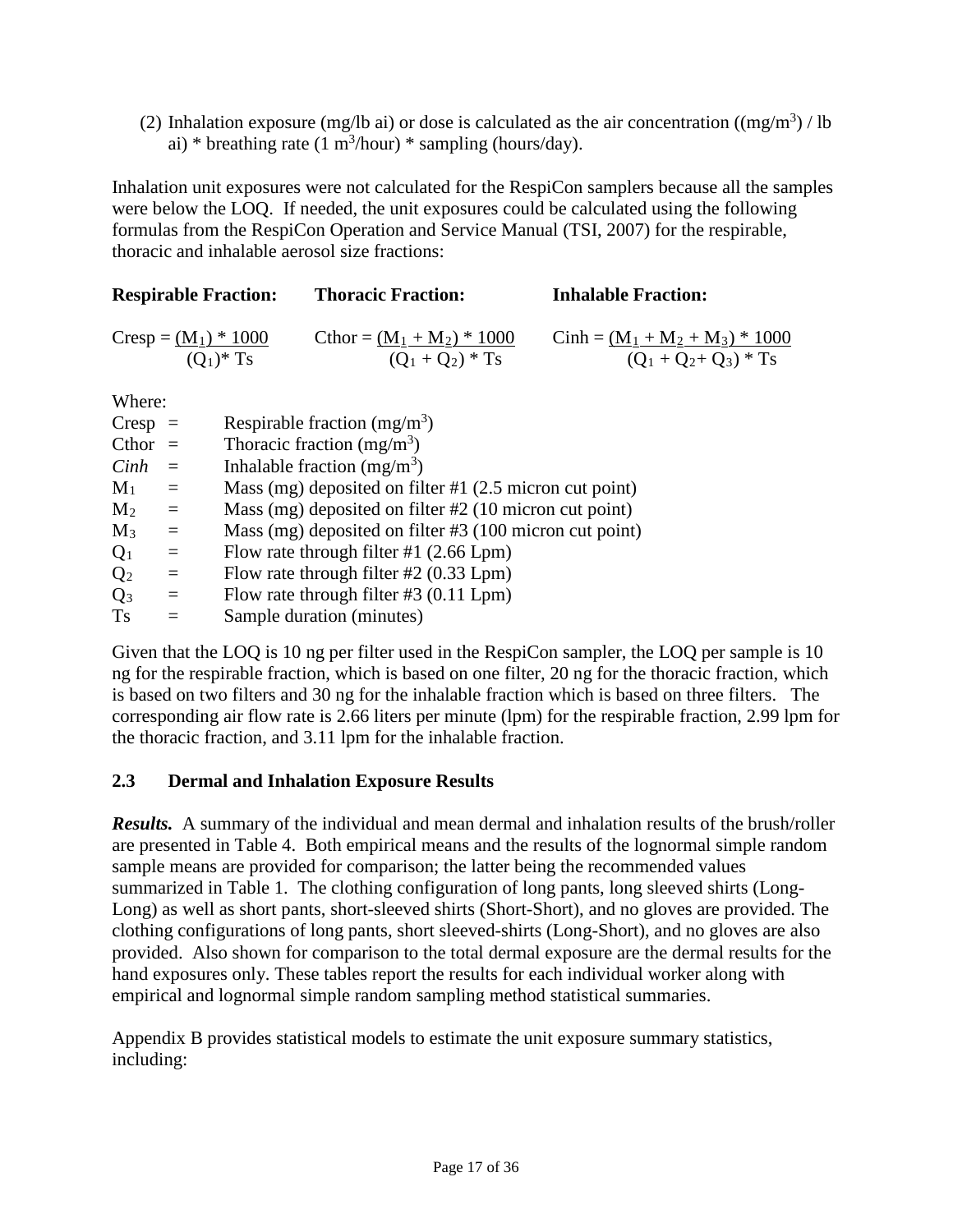(2) Inhalation exposure (mg/lb ai) or dose is calculated as the air concentration ((mg/m$^3$) / lb ai) * breathing rate (1 m$^3$/hour) * sampling (hours/day).

Inhalation unit exposures were not calculated for the RespiCon samplers because all the samples were below the LOQ. If needed, the unit exposures could be calculated using the following formulas from the RespiCon Operation and Service Manual (TSI, 2007) for the respirable, thoracic and inhalable aerosol size fractions:

**Respirable Fraction:**

$$C_{resp} = \frac{(M_1) * 1000}{(Q_1) * T_s}$$

**Thoracic Fraction:**

$$C_{thor} = \frac{(M_1 + M_2) * 1000}{(Q_1 + Q_2) * T_s}$$

**Inhalable Fraction:**

$$C_{inh} = \frac{(M_1 + M_2 + M_3) * 1000}{(Q_1 + Q_2 + Q_3) * T_s}$$

Where:

| | | |
|---|---|---|
| $C_{resp}$ | = | Respirable fraction (mg/m$^3$) |
| $C_{thor}$ | = | Thoracic fraction (mg/m$^3$) |
| $C_{inh}$ | = | Inhalable fraction (mg/m$^3$) |
| $M_1$ | = | Mass (mg) deposited on filter #1 (2.5 micron cut point) |
| $M_2$ | = | Mass (mg) deposited on filter #2 (10 micron cut point) |
| $M_3$ | = | Mass (mg) deposited on filter #3 (100 micron cut point) |
| $Q_1$ | = | Flow rate through filter #1 (2.66 Lpm) |
| $Q_2$ | = | Flow rate through filter #2 (0.33 Lpm) |
| $Q_3$ | = | Flow rate through filter #3 (0.11 Lpm) |
| $T_s$ | = | Sample duration (minutes) |

Given that the LOQ is 10 ng per filter used in the RespiCon sampler, the LOQ per sample is 10 ng for the respirable fraction, which is based on one filter, 20 ng for the thoracic fraction, which is based on two filters and 30 ng for the inhalable fraction which is based on three filters. The corresponding air flow rate is 2.66 liters per minute (lpm) for the respirable fraction, 2.99 lpm for the thoracic fraction, and 3.11 lpm for the inhalable fraction.

### 2.3 Dermal and Inhalation Exposure Results

***Results.*** A summary of the individual and mean dermal and inhalation results of the brush/roller are presented in Table 4. Both empirical means and the results of the lognormal simple random sample means are provided for comparison; the latter being the recommended values summarized in Table 1. The clothing configuration of long pants, long sleeved shirts (Long-Long) as well as short pants, short-sleeved shirts (Short-Short), and no gloves are provided. The clothing configurations of long pants, short sleeved-shirts (Long-Short), and no gloves are also provided. Also shown for comparison to the total dermal exposure are the dermal results for the hand exposures only. These tables report the results for each individual worker along with empirical and lognormal simple random sampling method statistical summaries.

Appendix B provides statistical models to estimate the unit exposure summary statistics, including: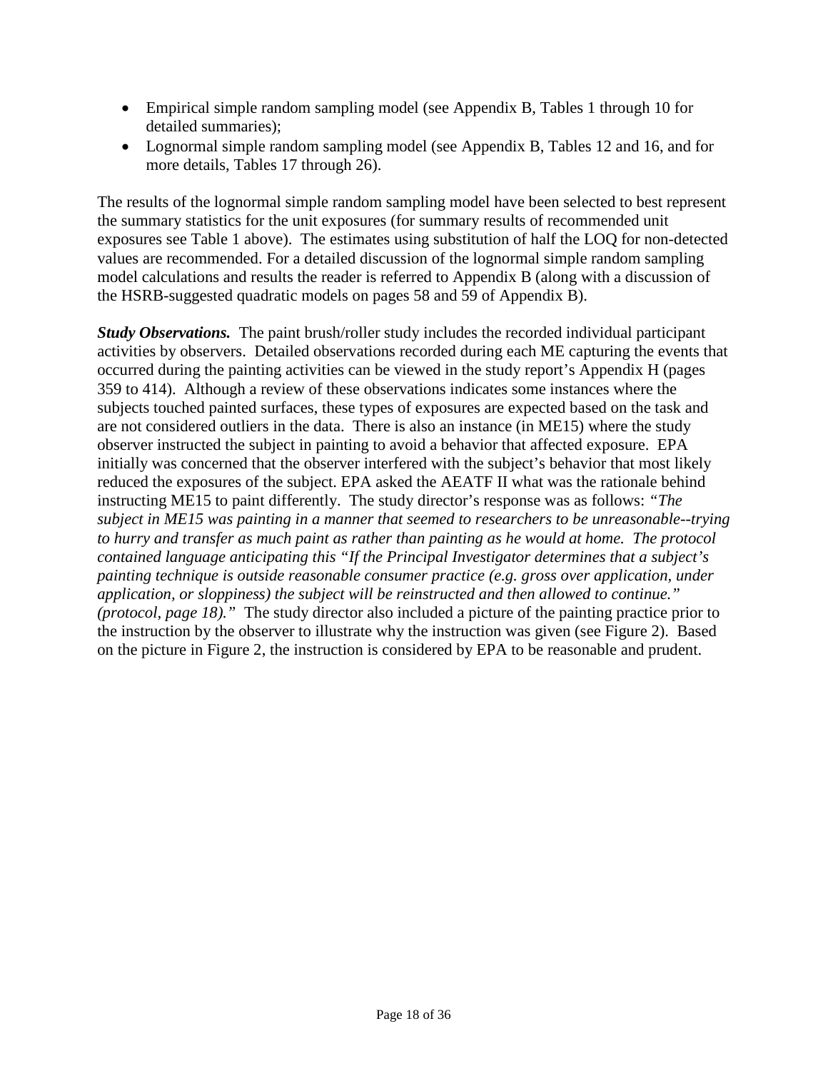- Empirical simple random sampling model (see Appendix B, Tables 1 through 10 for detailed summaries);
- Lognormal simple random sampling model (see Appendix B, Tables 12 and 16, and for more details, Tables 17 through 26).

The results of the lognormal simple random sampling model have been selected to best represent the summary statistics for the unit exposures (for summary results of recommended unit exposures see Table 1 above). The estimates using substitution of half the LOQ for non-detected values are recommended. For a detailed discussion of the lognormal simple random sampling model calculations and results the reader is referred to Appendix B (along with a discussion of the HSRB-suggested quadratic models on pages 58 and 59 of Appendix B).

***Study Observations.*** The paint brush/roller study includes the recorded individual participant activities by observers. Detailed observations recorded during each ME capturing the events that occurred during the painting activities can be viewed in the study report's Appendix H (pages 359 to 414). Although a review of these observations indicates some instances where the subjects touched painted surfaces, these types of exposures are expected based on the task and are not considered outliers in the data. There is also an instance (in ME15) where the study observer instructed the subject in painting to avoid a behavior that affected exposure. EPA initially was concerned that the observer interfered with the subject's behavior that most likely reduced the exposures of the subject. EPA asked the AEATF II what was the rationale behind instructing ME15 to paint differently. The study director's response was as follows: *"The subject in ME15 was painting in a manner that seemed to researchers to be unreasonable--trying to hurry and transfer as much paint as rather than painting as he would at home. The protocol contained language anticipating this "If the Principal Investigator determines that a subject's painting technique is outside reasonable consumer practice (e.g. gross over application, under application, or sloppiness) the subject will be reinstructed and then allowed to continue." (protocol, page 18)."* The study director also included a picture of the painting practice prior to the instruction by the observer to illustrate why the instruction was given (see Figure 2). Based on the picture in Figure 2, the instruction is considered by EPA to be reasonable and prudent.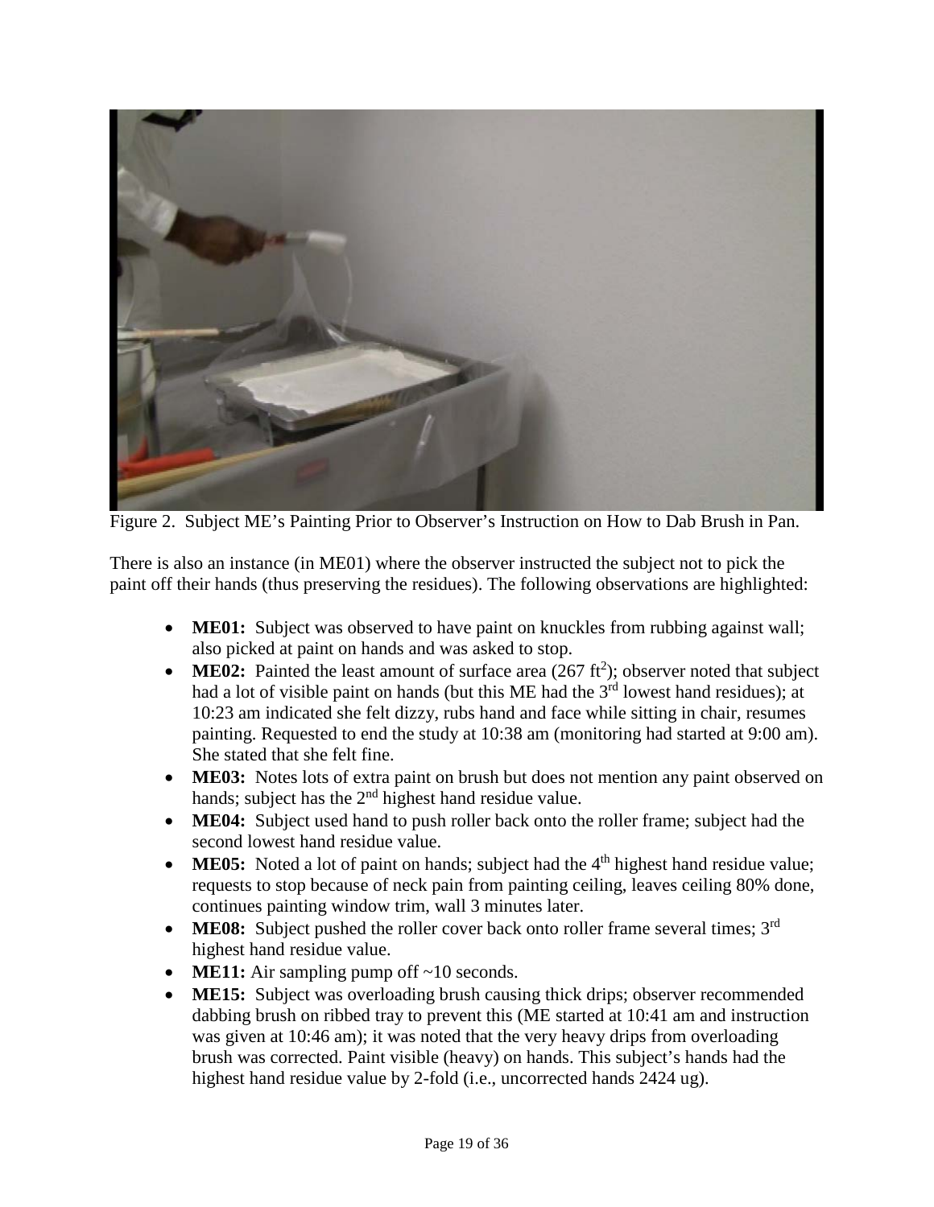Figure 2. Subject ME's Painting Prior to Observer's Instruction on How to Dab Brush in Pan.

There is also an instance (in ME01) where the observer instructed the subject not to pick the paint off their hands (thus preserving the residues). The following observations are highlighted:

- **ME01:** Subject was observed to have paint on knuckles from rubbing against wall; also picked at paint on hands and was asked to stop.
- **ME02:** Painted the least amount of surface area (267 $ft^2$); observer noted that subject had a lot of visible paint on hands (but this ME had the 3rd lowest hand residues); at 10:23 am indicated she felt dizzy, rubs hand and face while sitting in chair, resumes painting. Requested to end the study at 10:38 am (monitoring had started at 9:00 am). She stated that she felt fine.
- **ME03:** Notes lots of extra paint on brush but does not mention any paint observed on hands; subject has the 2nd highest hand residue value.
- **ME04:** Subject used hand to push roller back onto the roller frame; subject had the second lowest hand residue value.
- **ME05:** Noted a lot of paint on hands; subject had the 4th highest hand residue value; requests to stop because of neck pain from painting ceiling, leaves ceiling 80% done, continues painting window trim, wall 3 minutes later.
- **ME08:** Subject pushed the roller cover back onto roller frame several times; 3rd highest hand residue value.
- **ME11:** Air sampling pump off ~10 seconds.
- **ME15:** Subject was overloading brush causing thick drips; observer recommended dabbing brush on ribbed tray to prevent this (ME started at 10:41 am and instruction was given at 10:46 am); it was noted that the very heavy drips from overloading brush was corrected. Paint visible (heavy) on hands. This subject's hands had the highest hand residue value by 2-fold (i.e., uncorrected hands 2424 ug).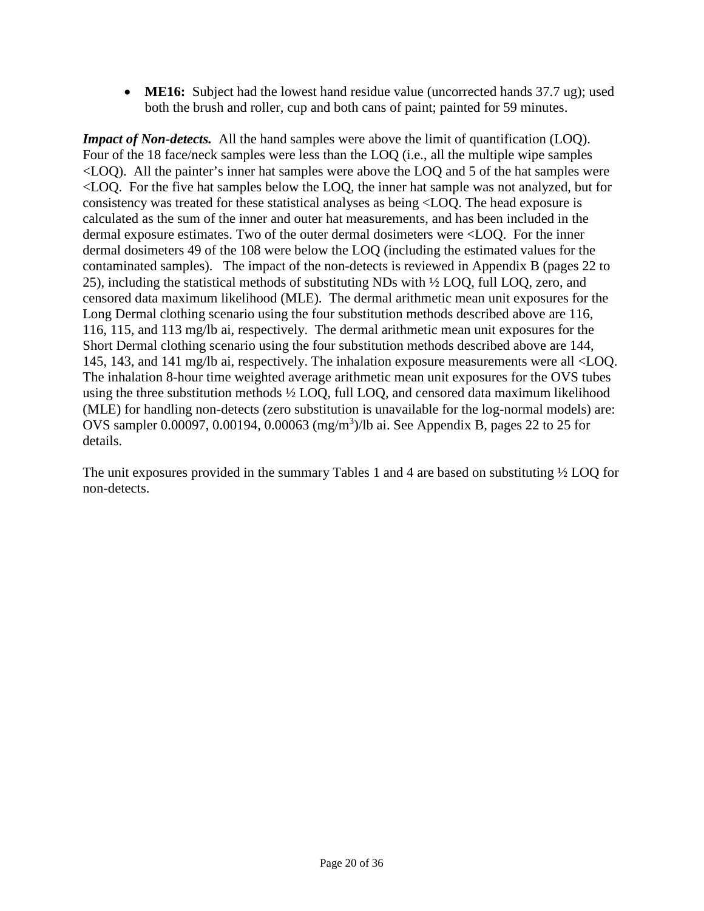- **ME16:** Subject had the lowest hand residue value (uncorrected hands 37.7 ug); used both the brush and roller, cup and both cans of paint; painted for 59 minutes.

***Impact of Non-detects.*** All the hand samples were above the limit of quantification (LOQ). Four of the 18 face/neck samples were less than the LOQ (i.e., all the multiple wipe samples <LOQ). All the painter's inner hat samples were above the LOQ and 5 of the hat samples were <LOQ. For the five hat samples below the LOQ, the inner hat sample was not analyzed, but for consistency was treated for these statistical analyses as being <LOQ. The head exposure is calculated as the sum of the inner and outer hat measurements, and has been included in the dermal exposure estimates. Two of the outer dermal dosimeters were <LOQ. For the inner dermal dosimeters 49 of the 108 were below the LOQ (including the estimated values for the contaminated samples). The impact of the non-detects is reviewed in Appendix B (pages 22 to 25), including the statistical methods of substituting NDs with ½ LOQ, full LOQ, zero, and censored data maximum likelihood (MLE). The dermal arithmetic mean unit exposures for the Long Dermal clothing scenario using the four substitution methods described above are 116, 116, 115, and 113 mg/lb ai, respectively. The dermal arithmetic mean unit exposures for the Short Dermal clothing scenario using the four substitution methods described above are 144, 145, 143, and 141 mg/lb ai, respectively. The inhalation exposure measurements were all <LOQ. The inhalation 8-hour time weighted average arithmetic mean unit exposures for the OVS tubes using the three substitution methods ½ LOQ, full LOQ, and censored data maximum likelihood (MLE) for handling non-detects (zero substitution is unavailable for the log-normal models) are: OVS sampler 0.00097, 0.00194, 0.00063 ($mg/m^3$)/lb ai. See Appendix B, pages 22 to 25 for details.

The unit exposures provided in the summary Tables 1 and 4 are based on substituting ½ LOQ for non-detects.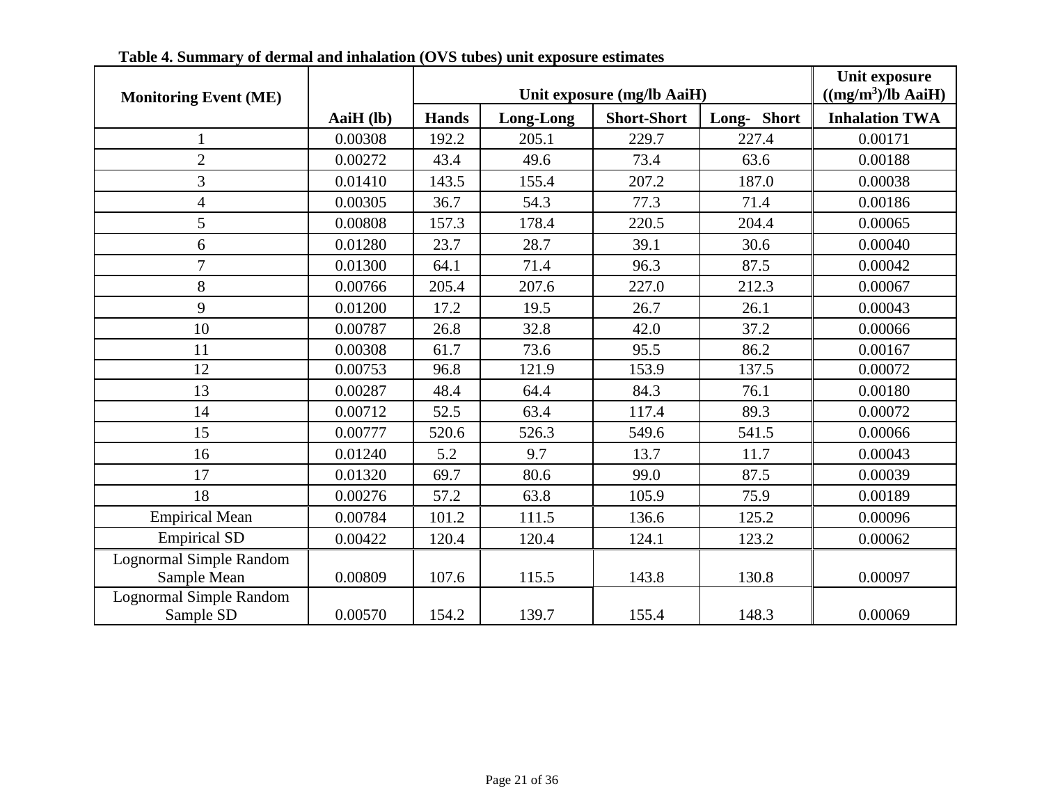**Table 4. Summary of dermal and inhalation (OVS tubes) unit exposure estimates**

| Monitoring Event (ME) | | Unit exposure (mg/lb AaiH) | | | | Unit exposure ((mg/m$^3$)/lb AaiH) |
|---|---|---|---|---|---|---|
| | AaiH (lb) | Hands | Long-Long | Short-Short | Long- Short | Inhalation TWA |
| 1 | 0.00308 | 192.2 | 205.1 | 229.7 | 227.4 | 0.00171 |
| 2 | 0.00272 | 43.4 | 49.6 | 73.4 | 63.6 | 0.00188 |
| 3 | 0.01410 | 143.5 | 155.4 | 207.2 | 187.0 | 0.00038 |
| 4 | 0.00305 | 36.7 | 54.3 | 77.3 | 71.4 | 0.00186 |
| 5 | 0.00808 | 157.3 | 178.4 | 220.5 | 204.4 | 0.00065 |
| 6 | 0.01280 | 23.7 | 28.7 | 39.1 | 30.6 | 0.00040 |
| 7 | 0.01300 | 64.1 | 71.4 | 96.3 | 87.5 | 0.00042 |
| 8 | 0.00766 | 205.4 | 207.6 | 227.0 | 212.3 | 0.00067 |
| 9 | 0.01200 | 17.2 | 19.5 | 26.7 | 26.1 | 0.00043 |
| 10 | 0.00787 | 26.8 | 32.8 | 42.0 | 37.2 | 0.00066 |
| 11 | 0.00308 | 61.7 | 73.6 | 95.5 | 86.2 | 0.00167 |
| 12 | 0.00753 | 96.8 | 121.9 | 153.9 | 137.5 | 0.00072 |
| 13 | 0.00287 | 48.4 | 64.4 | 84.3 | 76.1 | 0.00180 |
| 14 | 0.00712 | 52.5 | 63.4 | 117.4 | 89.3 | 0.00072 |
| 15 | 0.00777 | 520.6 | 526.3 | 549.6 | 541.5 | 0.00066 |
| 16 | 0.01240 | 5.2 | 9.7 | 13.7 | 11.7 | 0.00043 |
| 17 | 0.01320 | 69.7 | 80.6 | 99.0 | 87.5 | 0.00039 |
| 18 | 0.00276 | 57.2 | 63.8 | 105.9 | 75.9 | 0.00189 |
| Empirical Mean | 0.00784 | 101.2 | 111.5 | 136.6 | 125.2 | 0.00096 |
| Empirical SD | 0.00422 | 120.4 | 120.4 | 124.1 | 123.2 | 0.00062 |
| Lognormal Simple Random Sample Mean | 0.00809 | 107.6 | 115.5 | 143.8 | 130.8 | 0.00097 |
| Lognormal Simple Random Sample SD | 0.00570 | 154.2 | 139.7 | 155.4 | 148.3 | 0.00069 |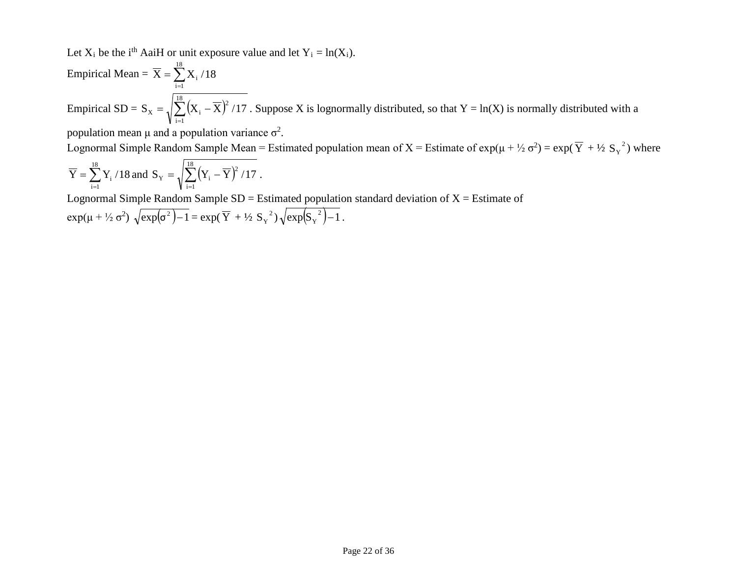Let $X_i$ be the $i^{th}$ AaiH or unit exposure value and let $Y_i = \ln(X_i)$.

Empirical Mean = $\overline{X} = \sum_{i=1}^{18} X_i / 18$

Empirical SD = $S_X = \sqrt{\sum_{i=1}^{18} \left(X_i - \overline{X}\right)^2 / 17}$ . Suppose X is lognormally distributed, so that Y = ln(X) is normally distributed with a population mean $\mu$ and a population variance $\sigma^2$.

Lognormal Simple Random Sample Mean = Estimated population mean of X = Estimate of $\exp(\mu + ½\,\sigma^2) = \exp(\overline{Y} + ½\, S_Y{}^2)$ where $\overline{Y} = \sum_{i=1}^{18} Y_i / 18$ and $S_Y = \sqrt{\sum_{i=1}^{18} \left(Y_i - \overline{Y}\right)^2 / 17}$ .

Lognormal Simple Random Sample SD = Estimated population standard deviation of X = Estimate of $\exp(\mu + ½\,\sigma^2)\ \sqrt{\exp\left(\sigma^2\right) - 1} = \exp(\overline{Y} + ½\, S_Y{}^2)\sqrt{\exp\left(S_Y{}^2\right) - 1}$ .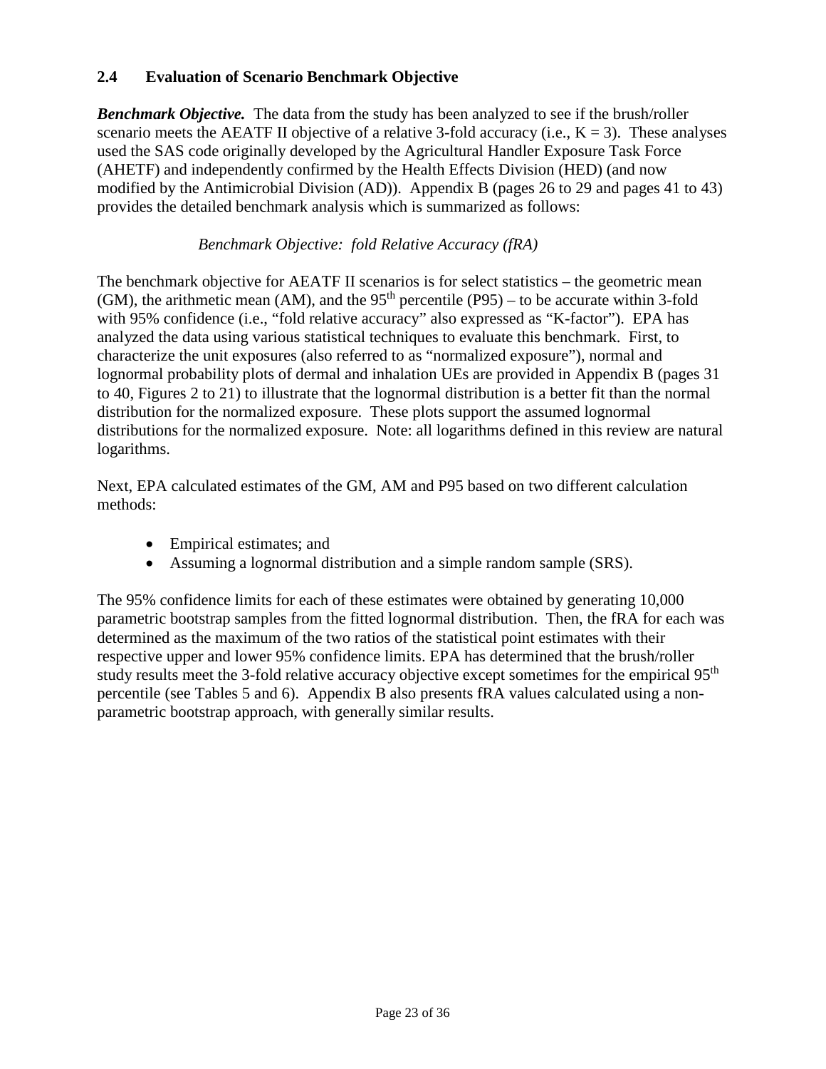### 2.4 Evaluation of Scenario Benchmark Objective

***Benchmark Objective.*** The data from the study has been analyzed to see if the brush/roller scenario meets the AEATF II objective of a relative 3-fold accuracy (i.e., $K = 3$). These analyses used the SAS code originally developed by the Agricultural Handler Exposure Task Force (AHETF) and independently confirmed by the Health Effects Division (HED) (and now modified by the Antimicrobial Division (AD)). Appendix B (pages 26 to 29 and pages 41 to 43) provides the detailed benchmark analysis which is summarized as follows:

*Benchmark Objective: fold Relative Accuracy (fRA)*

The benchmark objective for AEATF II scenarios is for select statistics – the geometric mean (GM), the arithmetic mean (AM), and the $95^{th}$ percentile (P95) – to be accurate within 3-fold with 95% confidence (i.e., "fold relative accuracy" also expressed as "K-factor"). EPA has analyzed the data using various statistical techniques to evaluate this benchmark. First, to characterize the unit exposures (also referred to as "normalized exposure"), normal and lognormal probability plots of dermal and inhalation UEs are provided in Appendix B (pages 31 to 40, Figures 2 to 21) to illustrate that the lognormal distribution is a better fit than the normal distribution for the normalized exposure. These plots support the assumed lognormal distributions for the normalized exposure. Note: all logarithms defined in this review are natural logarithms.

Next, EPA calculated estimates of the GM, AM and P95 based on two different calculation methods:

- Empirical estimates; and
- Assuming a lognormal distribution and a simple random sample (SRS).

The 95% confidence limits for each of these estimates were obtained by generating 10,000 parametric bootstrap samples from the fitted lognormal distribution. Then, the fRA for each was determined as the maximum of the two ratios of the statistical point estimates with their respective upper and lower 95% confidence limits. EPA has determined that the brush/roller study results meet the 3-fold relative accuracy objective except sometimes for the empirical $95^{th}$ percentile (see Tables 5 and 6). Appendix B also presents fRA values calculated using a non-parametric bootstrap approach, with generally similar results.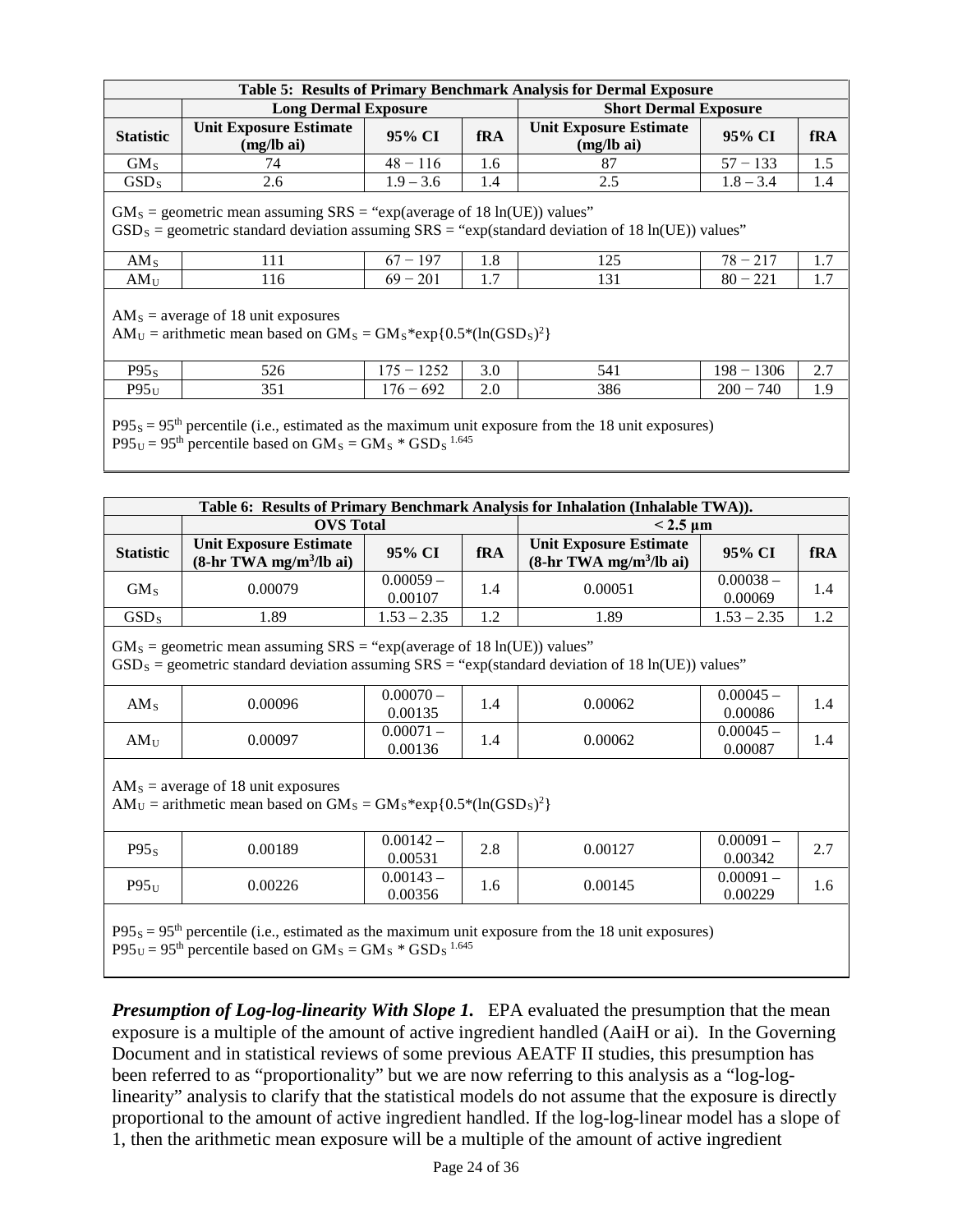| Table 5: Results of Primary Benchmark Analysis for Dermal Exposure | | | | | | |
|---|---|---|---|---|---|---|
| | Long Dermal Exposure | | | Short Dermal Exposure | | |
| **Statistic** | **Unit Exposure Estimate (mg/lb ai)** | **95% CI** | **fRA** | **Unit Exposure Estimate (mg/lb ai)** | **95% CI** | **fRA** |
| $GM_S$ | 74 | 48 − 116 | 1.6 | 87 | 57 − 133 | 1.5 |
| $GSD_S$ | 2.6 | 1.9 – 3.6 | 1.4 | 2.5 | 1.8 – 3.4 | 1.4 |
| $GM_S$ = geometric mean assuming SRS = "exp(average of 18 ln(UE)) values"<br>$GSD_S$ = geometric standard deviation assuming SRS = "exp(standard deviation of 18 ln(UE)) values" | | | | | | |
| $AM_S$ | 111 | 67 − 197 | 1.8 | 125 | 78 − 217 | 1.7 |
| $AM_U$ | 116 | 69 − 201 | 1.7 | 131 | 80 − 221 | 1.7 |
| $AM_S$ = average of 18 unit exposures<br>$AM_U$ = arithmetic mean based on $GM_S = GM_S*\exp\{0.5*(\ln(GSD_S)^2\}$ | | | | | | |
| $P95_S$ | 526 | 175 − 1252 | 3.0 | 541 | 198 − 1306 | 2.7 |
| $P95_U$ | 351 | 176 − 692 | 2.0 | 386 | 200 − 740 | 1.9 |
| $P95_S$ = 95th percentile (i.e., estimated as the maximum unit exposure from the 18 unit exposures)<br>$P95_U$ = 95th percentile based on $GM_S = GM_S * GSD_S^{1.645}$ | | | | | | |

| Table 6: Results of Primary Benchmark Analysis for Inhalation (Inhalable TWA)). | | | | | | |
|---|---|---|---|---|---|---|
| | OVS Total | | | < 2.5 µm | | |
| **Statistic** | **Unit Exposure Estimate (8-hr TWA mg/m³/lb ai)** | **95% CI** | **fRA** | **Unit Exposure Estimate (8-hr TWA mg/m³/lb ai)** | **95% CI** | **fRA** |
| $GM_S$ | 0.00079 | 0.00059 – 0.00107 | 1.4 | 0.00051 | 0.00038 – 0.00069 | 1.4 |
| $GSD_S$ | 1.89 | 1.53 – 2.35 | 1.2 | 1.89 | 1.53 – 2.35 | 1.2 |
| $GM_S$ = geometric mean assuming SRS = "exp(average of 18 ln(UE)) values"<br>$GSD_S$ = geometric standard deviation assuming SRS = "exp(standard deviation of 18 ln(UE)) values" | | | | | | |
| $AM_S$ | 0.00096 | 0.00070 – 0.00135 | 1.4 | 0.00062 | 0.00045 – 0.00086 | 1.4 |
| $AM_U$ | 0.00097 | 0.00071 – 0.00136 | 1.4 | 0.00062 | 0.00045 – 0.00087 | 1.4 |
| $AM_S$ = average of 18 unit exposures<br>$AM_U$ = arithmetic mean based on $GM_S = GM_S*\exp\{0.5*(\ln(GSD_S)^2\}$ | | | | | | |
| $P95_S$ | 0.00189 | 0.00142 – 0.00531 | 2.8 | 0.00127 | 0.00091 – 0.00342 | 2.7 |
| $P95_U$ | 0.00226 | 0.00143 – 0.00356 | 1.6 | 0.00145 | 0.00091 – 0.00229 | 1.6 |
| $P95_S$ = 95th percentile (i.e., estimated as the maximum unit exposure from the 18 unit exposures)<br>$P95_U$ = 95th percentile based on $GM_S = GM_S * GSD_S^{1.645}$ | | | | | | |

***Presumption of Log-log-linearity With Slope 1.*** EPA evaluated the presumption that the mean exposure is a multiple of the amount of active ingredient handled (AaiH or ai). In the Governing Document and in statistical reviews of some previous AEATF II studies, this presumption has been referred to as "proportionality" but we are now referring to this analysis as a "log-log-linearity" analysis to clarify that the statistical models do not assume that the exposure is directly proportional to the amount of active ingredient handled. If the log-log-linear model has a slope of 1, then the arithmetic mean exposure will be a multiple of the amount of active ingredient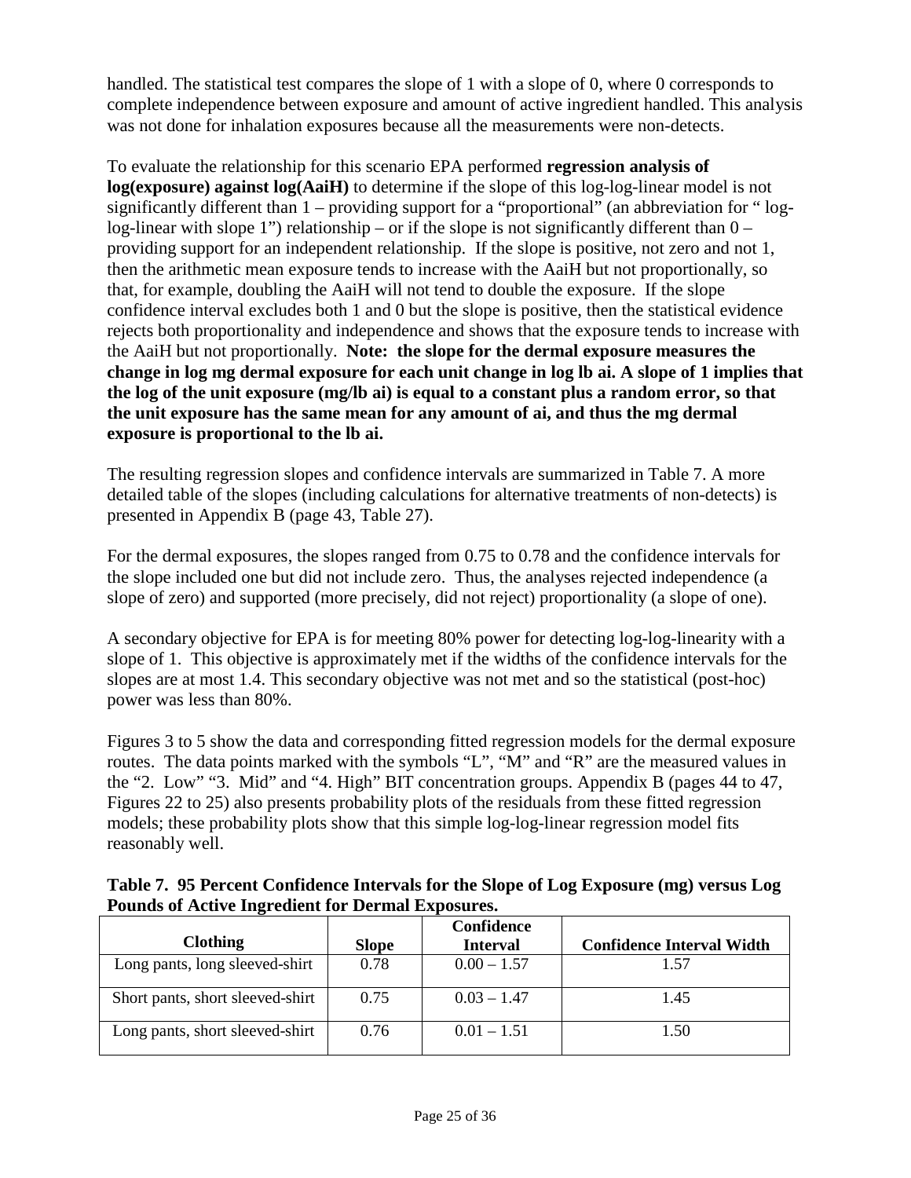handled. The statistical test compares the slope of 1 with a slope of 0, where 0 corresponds to complete independence between exposure and amount of active ingredient handled. This analysis was not done for inhalation exposures because all the measurements were non-detects.

To evaluate the relationship for this scenario EPA performed **regression analysis of log(exposure) against log(AaiH)** to determine if the slope of this log-log-linear model is not significantly different than 1 – providing support for a "proportional" (an abbreviation for " log-log-linear with slope 1") relationship – or if the slope is not significantly different than 0 – providing support for an independent relationship. If the slope is positive, not zero and not 1, then the arithmetic mean exposure tends to increase with the AaiH but not proportionally, so that, for example, doubling the AaiH will not tend to double the exposure. If the slope confidence interval excludes both 1 and 0 but the slope is positive, then the statistical evidence rejects both proportionality and independence and shows that the exposure tends to increase with the AaiH but not proportionally. **Note: the slope for the dermal exposure measures the change in log mg dermal exposure for each unit change in log lb ai. A slope of 1 implies that the log of the unit exposure (mg/lb ai) is equal to a constant plus a random error, so that the unit exposure has the same mean for any amount of ai, and thus the mg dermal exposure is proportional to the lb ai.**

The resulting regression slopes and confidence intervals are summarized in Table 7. A more detailed table of the slopes (including calculations for alternative treatments of non-detects) is presented in Appendix B (page 43, Table 27).

For the dermal exposures, the slopes ranged from 0.75 to 0.78 and the confidence intervals for the slope included one but did not include zero. Thus, the analyses rejected independence (a slope of zero) and supported (more precisely, did not reject) proportionality (a slope of one).

A secondary objective for EPA is for meeting 80% power for detecting log-log-linearity with a slope of 1. This objective is approximately met if the widths of the confidence intervals for the slopes are at most 1.4. This secondary objective was not met and so the statistical (post-hoc) power was less than 80%.

Figures 3 to 5 show the data and corresponding fitted regression models for the dermal exposure routes. The data points marked with the symbols "L", "M" and "R" are the measured values in the "2. Low" "3. Mid" and "4. High" BIT concentration groups. Appendix B (pages 44 to 47, Figures 22 to 25) also presents probability plots of the residuals from these fitted regression models; these probability plots show that this simple log-log-linear regression model fits reasonably well.

**Table 7. 95 Percent Confidence Intervals for the Slope of Log Exposure (mg) versus Log Pounds of Active Ingredient for Dermal Exposures.**

| Clothing | Slope | Confidence Interval | Confidence Interval Width |
|---|---|---|---|
| Long pants, long sleeved-shirt | 0.78 | 0.00 – 1.57 | 1.57 |
| Short pants, short sleeved-shirt | 0.75 | 0.03 – 1.47 | 1.45 |
| Long pants, short sleeved-shirt | 0.76 | 0.01 – 1.51 | 1.50 |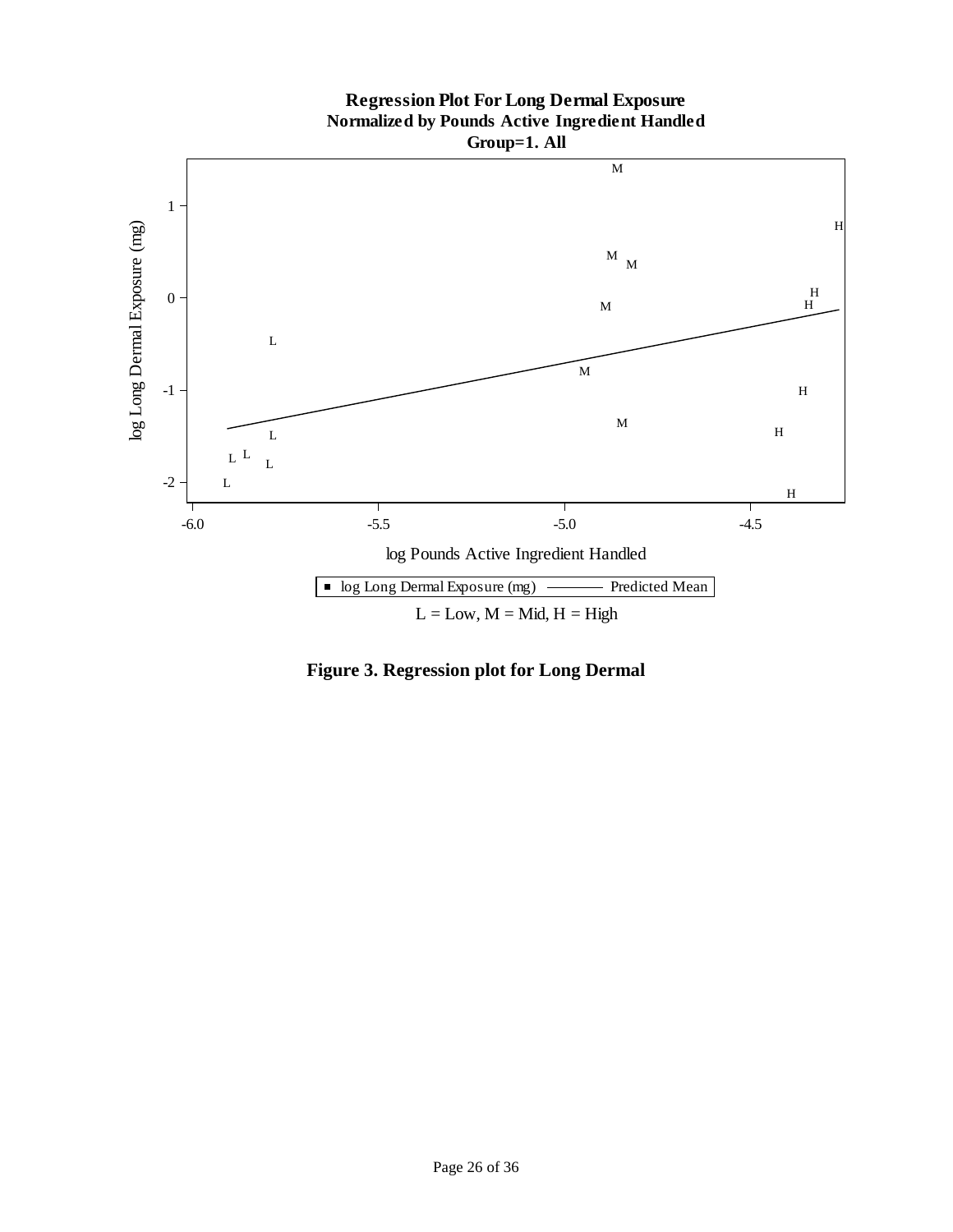**Regression Plot For Long Dermal Exposure**
**Normalized by Pounds Active Ingredient Handled**
**Group=1. All**

log Long Dermal Exposure (mg)

log Pounds Active Ingredient Handled

■ log Long Dermal Exposure (mg) ——— Predicted Mean

L = Low, M = Mid, H = High

**Figure 3. Regression plot for Long Dermal**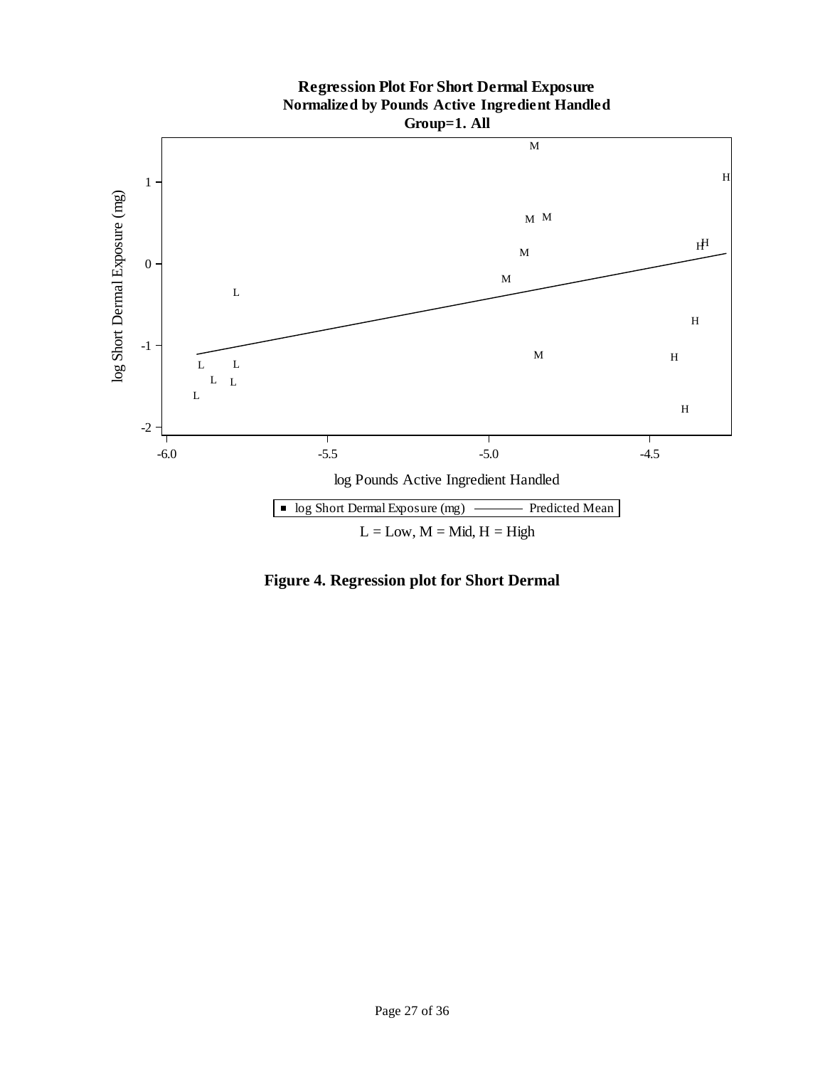Regression Plot For Short Dermal Exposure
Normalized by Pounds Active Ingredient Handled
Group=1. All

log Short Dermal Exposure (mg)

1
0
-1
-2

-6.0
-5.5
-5.0
-4.5

log Pounds Active Ingredient Handled

log Short Dermal Exposure (mg)
Predicted Mean

L = Low, M = Mid, H = High

**Figure 4. Regression plot for Short Dermal**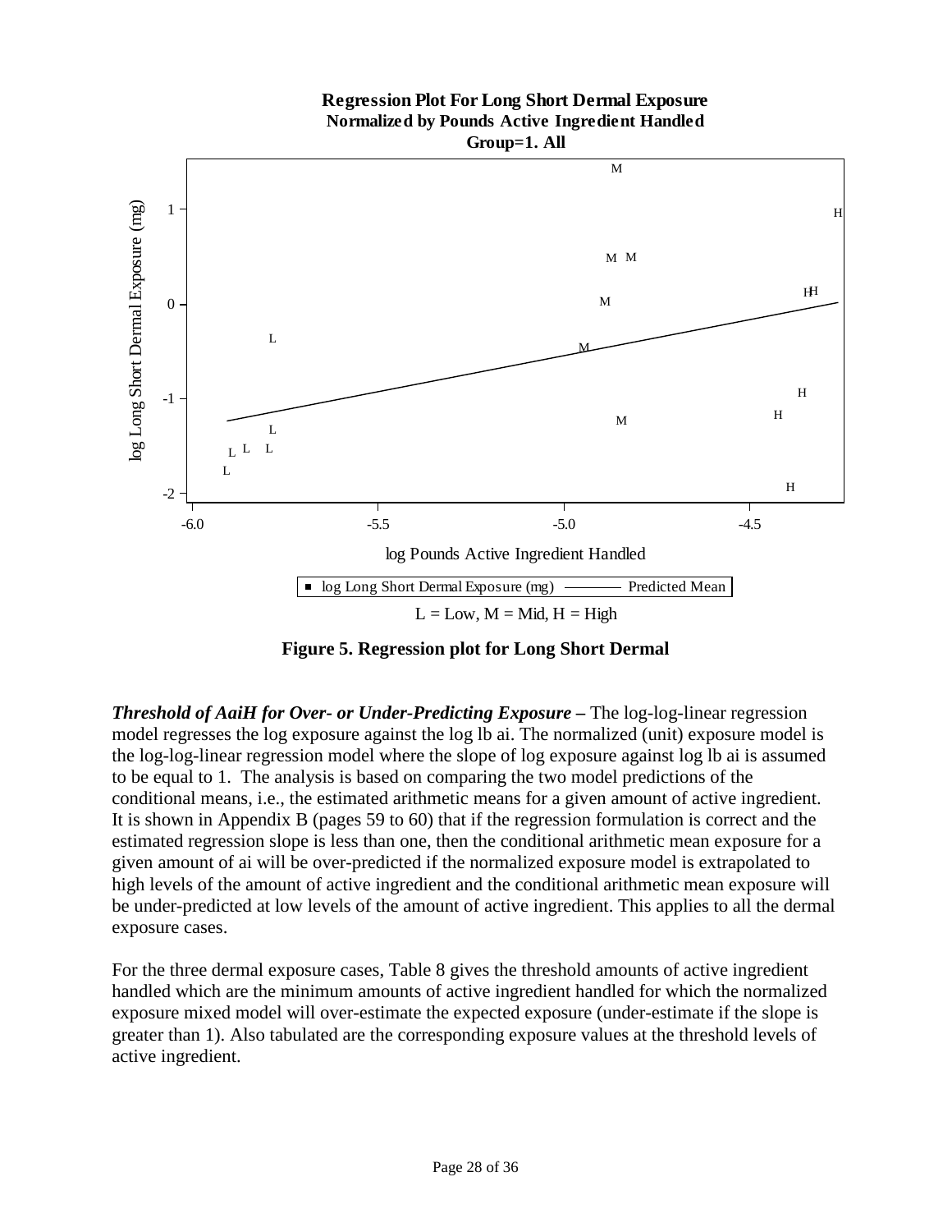Regression Plot For Long Short Dermal Exposure
Normalized by Pounds Active Ingredient Handled
Group=1. All

log Long Short Dermal Exposure (mg)

1
0
-1
-2

-6.0
-5.5
-5.0
-4.5

log Pounds Active Ingredient Handled

log Long Short Dermal Exposure (mg) — Predicted Mean

L = Low, M = Mid, H = High

**Figure 5. Regression plot for Long Short Dermal**

***Threshold of AaiH for Over- or Under-Predicting Exposure –*** The log-log-linear regression model regresses the log exposure against the log lb ai. The normalized (unit) exposure model is the log-log-linear regression model where the slope of log exposure against log lb ai is assumed to be equal to 1. The analysis is based on comparing the two model predictions of the conditional means, i.e., the estimated arithmetic means for a given amount of active ingredient. It is shown in Appendix B (pages 59 to 60) that if the regression formulation is correct and the estimated regression slope is less than one, then the conditional arithmetic mean exposure for a given amount of ai will be over-predicted if the normalized exposure model is extrapolated to high levels of the amount of active ingredient and the conditional arithmetic mean exposure will be under-predicted at low levels of the amount of active ingredient. This applies to all the dermal exposure cases.

For the three dermal exposure cases, Table 8 gives the threshold amounts of active ingredient handled which are the minimum amounts of active ingredient handled for which the normalized exposure mixed model will over-estimate the expected exposure (under-estimate if the slope is greater than 1). Also tabulated are the corresponding exposure values at the threshold levels of active ingredient.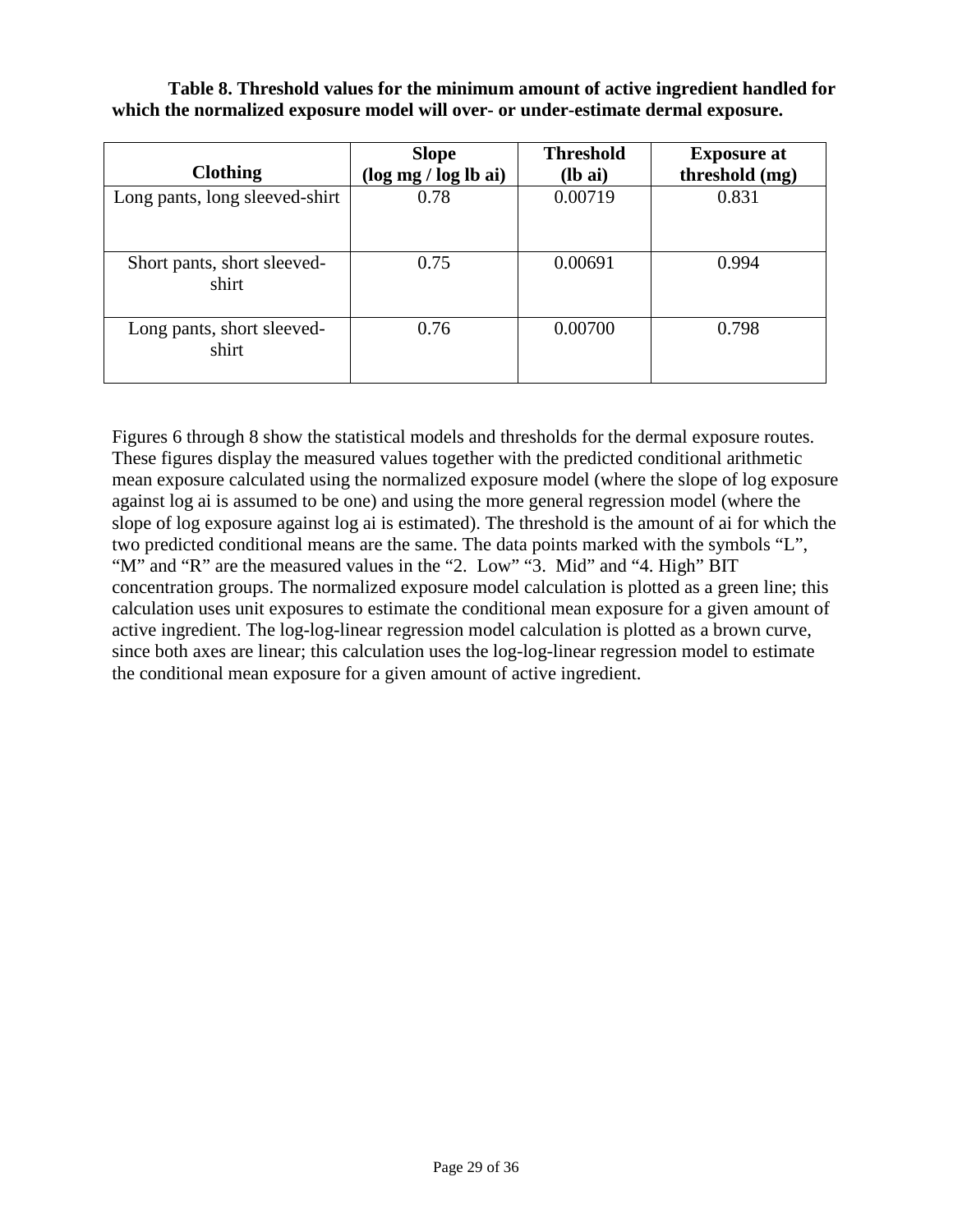**Table 8. Threshold values for the minimum amount of active ingredient handled for which the normalized exposure model will over- or under-estimate dermal exposure.**

| Clothing | Slope (log mg / log lb ai) | Threshold (lb ai) | Exposure at threshold (mg) |
|---|---|---|---|
| Long pants, long sleeved-shirt | 0.78 | 0.00719 | 0.831 |
| Short pants, short sleeved-shirt | 0.75 | 0.00691 | 0.994 |
| Long pants, short sleeved-shirt | 0.76 | 0.00700 | 0.798 |

Figures 6 through 8 show the statistical models and thresholds for the dermal exposure routes. These figures display the measured values together with the predicted conditional arithmetic mean exposure calculated using the normalized exposure model (where the slope of log exposure against log ai is assumed to be one) and using the more general regression model (where the slope of log exposure against log ai is estimated). The threshold is the amount of ai for which the two predicted conditional means are the same. The data points marked with the symbols "L", "M" and "R" are the measured values in the "2. Low" "3. Mid" and "4. High" BIT concentration groups. The normalized exposure model calculation is plotted as a green line; this calculation uses unit exposures to estimate the conditional mean exposure for a given amount of active ingredient. The log-log-linear regression model calculation is plotted as a brown curve, since both axes are linear; this calculation uses the log-log-linear regression model to estimate the conditional mean exposure for a given amount of active ingredient.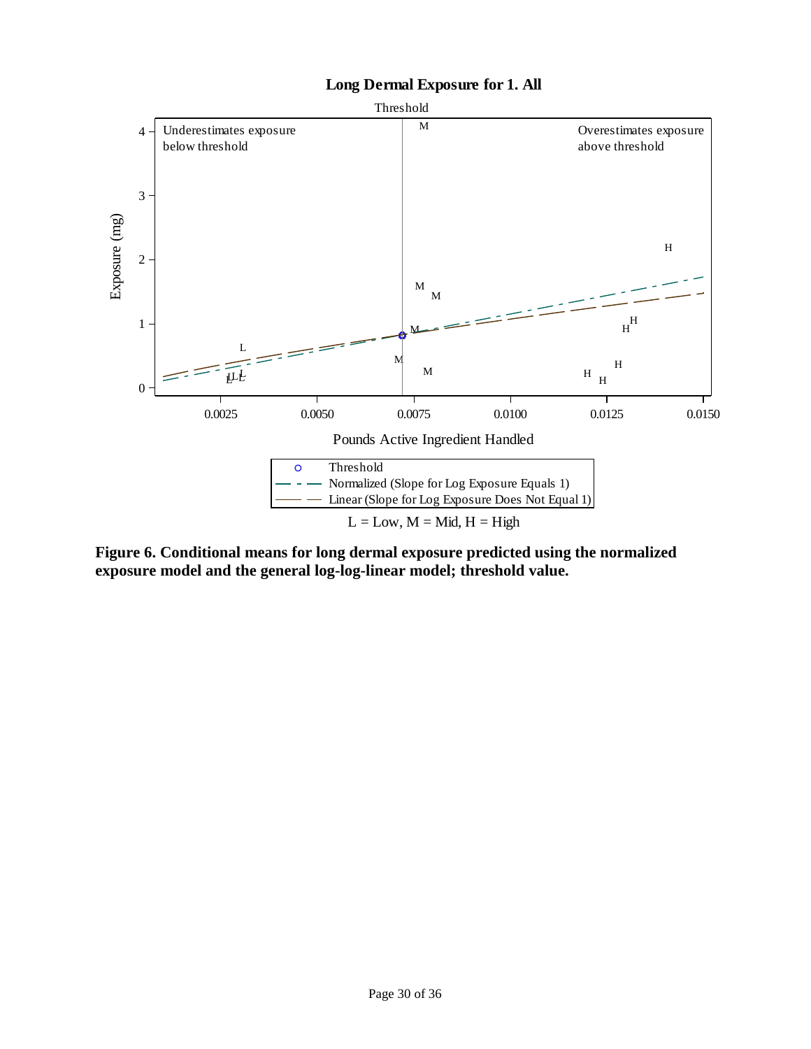Long Dermal Exposure for 1. All

Threshold

Underestimates exposure below threshold

Overestimates exposure above threshold

Exposure (mg)

0
1
2
3
4

0.0025
0.0050
0.0075
0.0100
0.0125
0.0150

Pounds Active Ingredient Handled

Threshold

Normalized (Slope for Log Exposure Equals 1)

Linear (Slope for Log Exposure Does Not Equal 1)

L = Low, M = Mid, H = High

**Figure 6. Conditional means for long dermal exposure predicted using the normalized exposure model and the general log-log-linear model; threshold value.**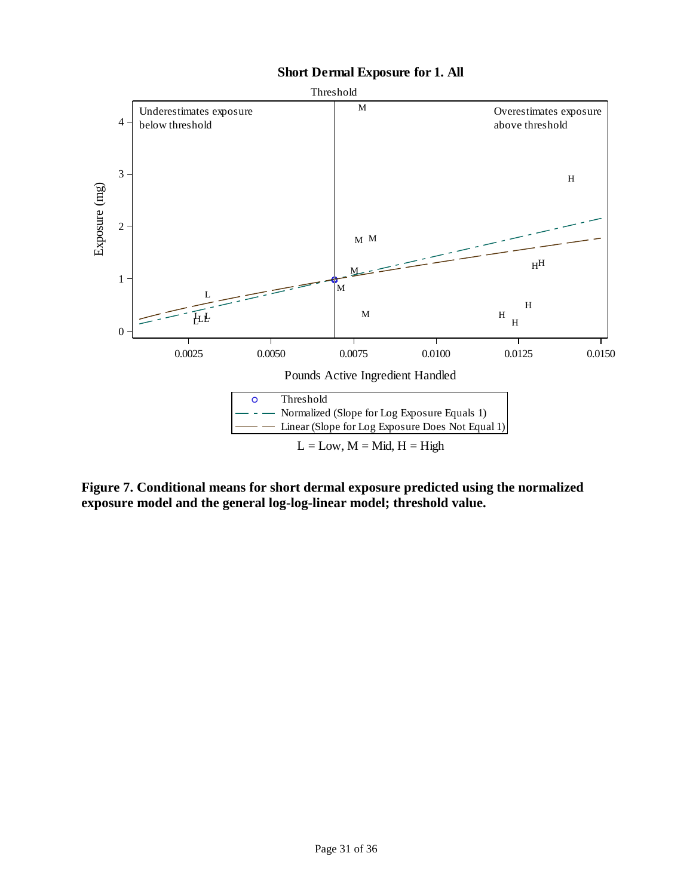**Short Dermal Exposure for 1. All**

Threshold

Underestimates exposure below threshold

Overestimates exposure above threshold

Exposure (mg)

0
1
2
3
4

0.0025
0.0050
0.0075
0.0100
0.0125
0.0150

Pounds Active Ingredient Handled

Threshold

Normalized (Slope for Log Exposure Equals 1)

Linear (Slope for Log Exposure Does Not Equal 1)

L = Low, M = Mid, H = High

**Figure 7. Conditional means for short dermal exposure predicted using the normalized exposure model and the general log-log-linear model; threshold value.**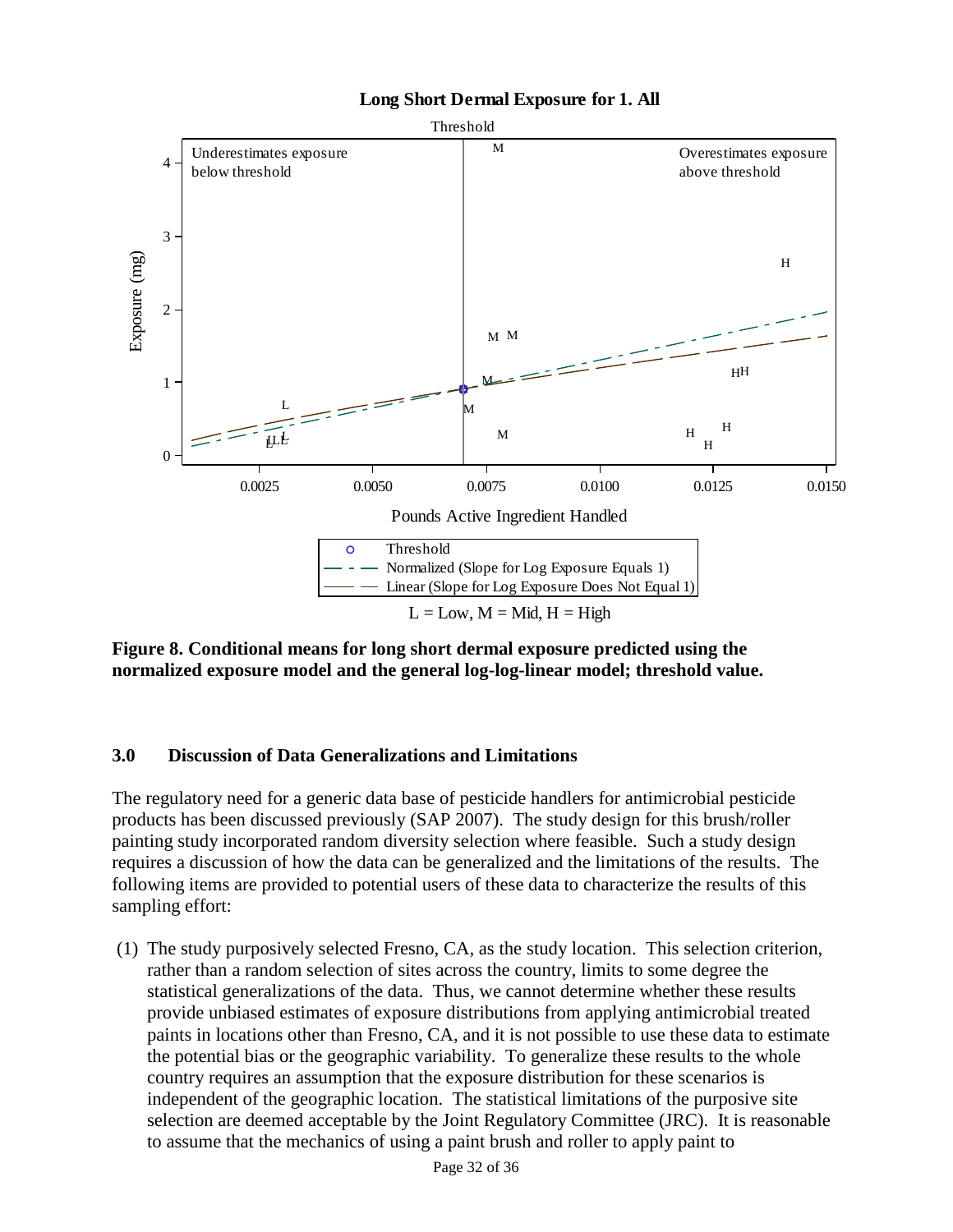**Long Short Dermal Exposure for 1. All**

Threshold

Underestimates exposure below threshold

Overestimates exposure above threshold

Exposure (mg)

4
3
2
1
0

0.0025 0.0050 0.0075 0.0100 0.0125 0.0150

Pounds Active Ingredient Handled

Threshold
Normalized (Slope for Log Exposure Equals 1)
Linear (Slope for Log Exposure Does Not Equal 1)

L = Low, M = Mid, H = High

**Figure 8. Conditional means for long short dermal exposure predicted using the normalized exposure model and the general log-log-linear model; threshold value.**

### 3.0 Discussion of Data Generalizations and Limitations

The regulatory need for a generic data base of pesticide handlers for antimicrobial pesticide products has been discussed previously (SAP 2007). The study design for this brush/roller painting study incorporated random diversity selection where feasible. Such a study design requires a discussion of how the data can be generalized and the limitations of the results. The following items are provided to potential users of these data to characterize the results of this sampling effort:

(1) The study purposively selected Fresno, CA, as the study location. This selection criterion, rather than a random selection of sites across the country, limits to some degree the statistical generalizations of the data. Thus, we cannot determine whether these results provide unbiased estimates of exposure distributions from applying antimicrobial treated paints in locations other than Fresno, CA, and it is not possible to use these data to estimate the potential bias or the geographic variability. To generalize these results to the whole country requires an assumption that the exposure distribution for these scenarios is independent of the geographic location. The statistical limitations of the purposive site selection are deemed acceptable by the Joint Regulatory Committee (JRC). It is reasonable to assume that the mechanics of using a paint brush and roller to apply paint to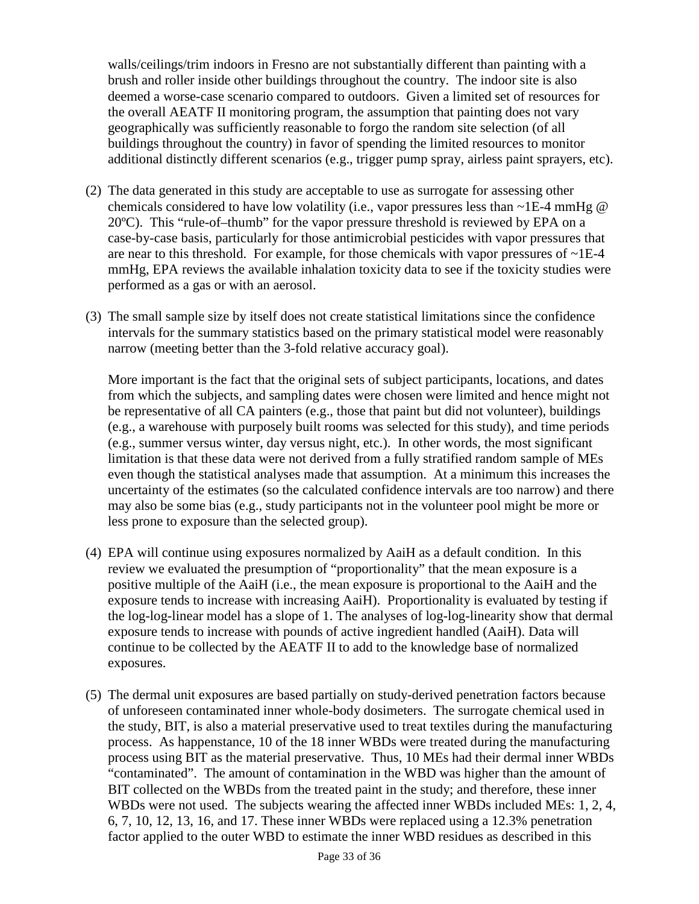walls/ceilings/trim indoors in Fresno are not substantially different than painting with a brush and roller inside other buildings throughout the country. The indoor site is also deemed a worse-case scenario compared to outdoors. Given a limited set of resources for the overall AEATF II monitoring program, the assumption that painting does not vary geographically was sufficiently reasonable to forgo the random site selection (of all buildings throughout the country) in favor of spending the limited resources to monitor additional distinctly different scenarios (e.g., trigger pump spray, airless paint sprayers, etc).

(2) The data generated in this study are acceptable to use as surrogate for assessing other chemicals considered to have low volatility (i.e., vapor pressures less than ~1E-4 mmHg @ 20ºC). This "rule-of–thumb" for the vapor pressure threshold is reviewed by EPA on a case-by-case basis, particularly for those antimicrobial pesticides with vapor pressures that are near to this threshold. For example, for those chemicals with vapor pressures of ~1E-4 mmHg, EPA reviews the available inhalation toxicity data to see if the toxicity studies were performed as a gas or with an aerosol.

(3) The small sample size by itself does not create statistical limitations since the confidence intervals for the summary statistics based on the primary statistical model were reasonably narrow (meeting better than the 3-fold relative accuracy goal).

   More important is the fact that the original sets of subject participants, locations, and dates from which the subjects, and sampling dates were chosen were limited and hence might not be representative of all CA painters (e.g., those that paint but did not volunteer), buildings (e.g., a warehouse with purposely built rooms was selected for this study), and time periods (e.g., summer versus winter, day versus night, etc.). In other words, the most significant limitation is that these data were not derived from a fully stratified random sample of MEs even though the statistical analyses made that assumption. At a minimum this increases the uncertainty of the estimates (so the calculated confidence intervals are too narrow) and there may also be some bias (e.g., study participants not in the volunteer pool might be more or less prone to exposure than the selected group).

(4) EPA will continue using exposures normalized by AaiH as a default condition. In this review we evaluated the presumption of "proportionality" that the mean exposure is a positive multiple of the AaiH (i.e., the mean exposure is proportional to the AaiH and the exposure tends to increase with increasing AaiH). Proportionality is evaluated by testing if the log-log-linear model has a slope of 1. The analyses of log-log-linearity show that dermal exposure tends to increase with pounds of active ingredient handled (AaiH). Data will continue to be collected by the AEATF II to add to the knowledge base of normalized exposures.

(5) The dermal unit exposures are based partially on study-derived penetration factors because of unforeseen contaminated inner whole-body dosimeters. The surrogate chemical used in the study, BIT, is also a material preservative used to treat textiles during the manufacturing process. As happenstance, 10 of the 18 inner WBDs were treated during the manufacturing process using BIT as the material preservative. Thus, 10 MEs had their dermal inner WBDs "contaminated". The amount of contamination in the WBD was higher than the amount of BIT collected on the WBDs from the treated paint in the study; and therefore, these inner WBDs were not used. The subjects wearing the affected inner WBDs included MEs: 1, 2, 4, 6, 7, 10, 12, 13, 16, and 17. These inner WBDs were replaced using a 12.3% penetration factor applied to the outer WBD to estimate the inner WBD residues as described in this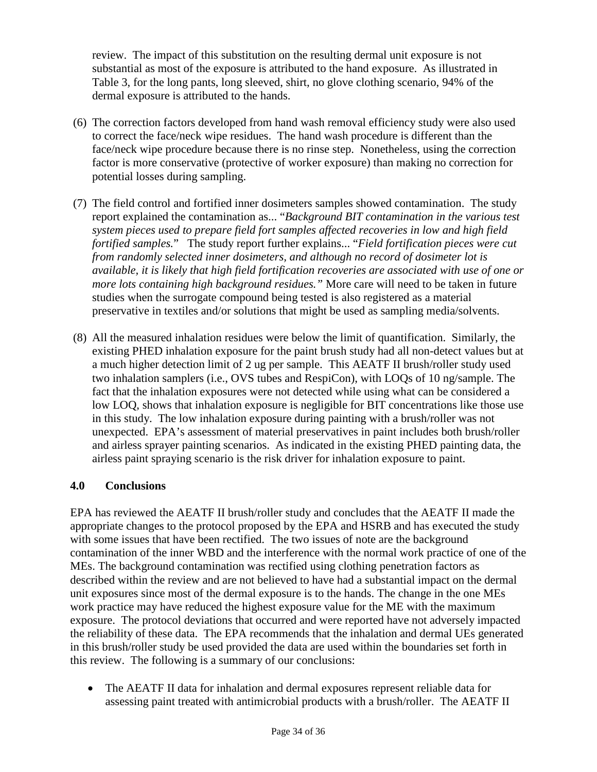review. The impact of this substitution on the resulting dermal unit exposure is not substantial as most of the exposure is attributed to the hand exposure. As illustrated in Table 3, for the long pants, long sleeved, shirt, no glove clothing scenario, 94% of the dermal exposure is attributed to the hands.

(6) The correction factors developed from hand wash removal efficiency study were also used to correct the face/neck wipe residues. The hand wash procedure is different than the face/neck wipe procedure because there is no rinse step. Nonetheless, using the correction factor is more conservative (protective of worker exposure) than making no correction for potential losses during sampling.

(7) The field control and fortified inner dosimeters samples showed contamination. The study report explained the contamination as... "*Background BIT contamination in the various test system pieces used to prepare field fort samples affected recoveries in low and high field fortified samples.*" The study report further explains... "*Field fortification pieces were cut from randomly selected inner dosimeters, and although no record of dosimeter lot is available, it is likely that high field fortification recoveries are associated with use of one or more lots containing high background residues.*" More care will need to be taken in future studies when the surrogate compound being tested is also registered as a material preservative in textiles and/or solutions that might be used as sampling media/solvents.

(8) All the measured inhalation residues were below the limit of quantification. Similarly, the existing PHED inhalation exposure for the paint brush study had all non-detect values but at a much higher detection limit of 2 ug per sample. This AEATF II brush/roller study used two inhalation samplers (i.e., OVS tubes and RespiCon), with LOQs of 10 ng/sample. The fact that the inhalation exposures were not detected while using what can be considered a low LOQ, shows that inhalation exposure is negligible for BIT concentrations like those use in this study. The low inhalation exposure during painting with a brush/roller was not unexpected. EPA's assessment of material preservatives in paint includes both brush/roller and airless sprayer painting scenarios. As indicated in the existing PHED painting data, the airless paint spraying scenario is the risk driver for inhalation exposure to paint.

## 4.0 Conclusions

EPA has reviewed the AEATF II brush/roller study and concludes that the AEATF II made the appropriate changes to the protocol proposed by the EPA and HSRB and has executed the study with some issues that have been rectified. The two issues of note are the background contamination of the inner WBD and the interference with the normal work practice of one of the MEs. The background contamination was rectified using clothing penetration factors as described within the review and are not believed to have had a substantial impact on the dermal unit exposures since most of the dermal exposure is to the hands. The change in the one MEs work practice may have reduced the highest exposure value for the ME with the maximum exposure. The protocol deviations that occurred and were reported have not adversely impacted the reliability of these data. The EPA recommends that the inhalation and dermal UEs generated in this brush/roller study be used provided the data are used within the boundaries set forth in this review. The following is a summary of our conclusions:

- The AEATF II data for inhalation and dermal exposures represent reliable data for assessing paint treated with antimicrobial products with a brush/roller. The AEATF II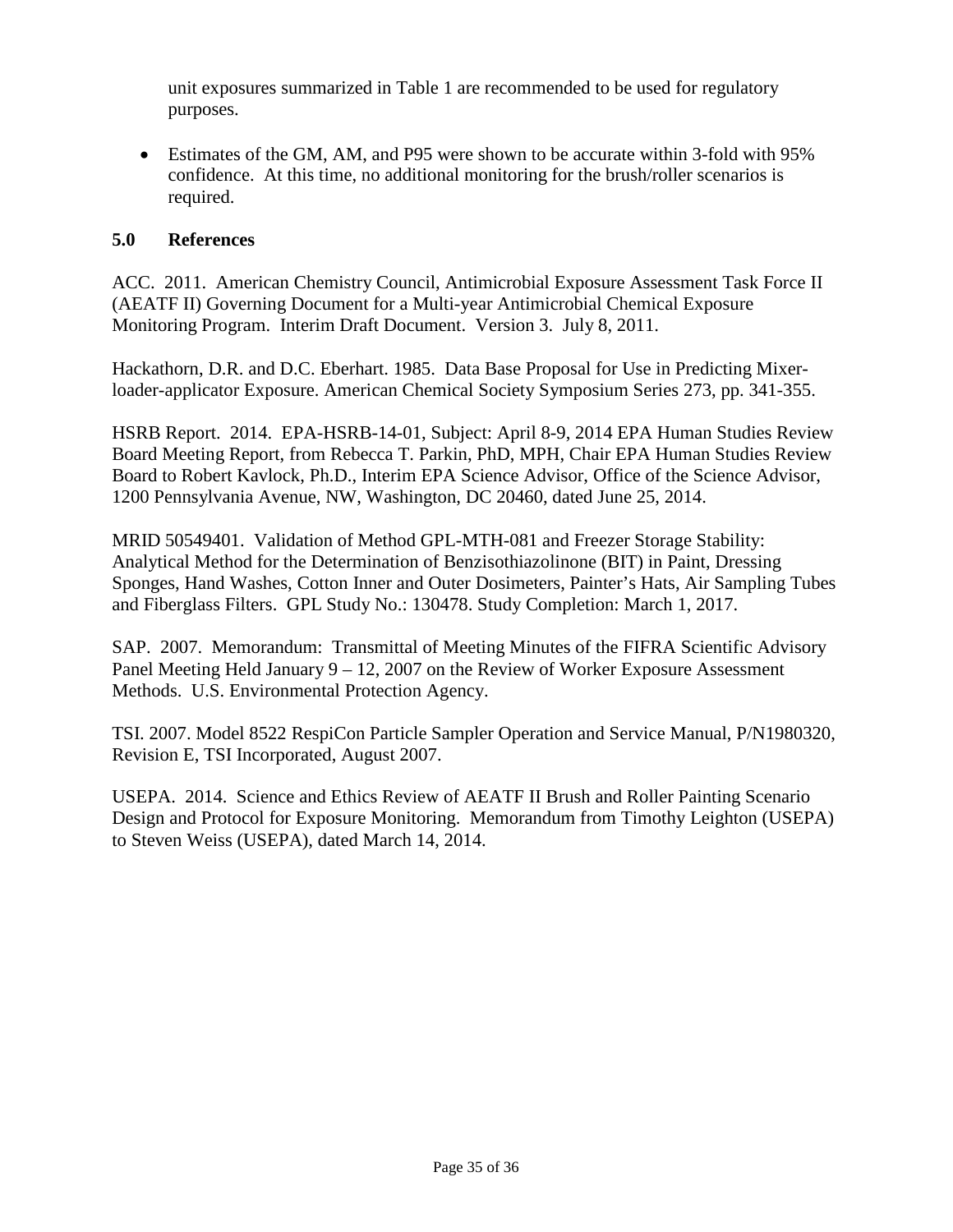unit exposures summarized in Table 1 are recommended to be used for regulatory purposes.

- Estimates of the GM, AM, and P95 were shown to be accurate within 3-fold with 95% confidence. At this time, no additional monitoring for the brush/roller scenarios is required.

## 5.0 References

ACC. 2011. American Chemistry Council, Antimicrobial Exposure Assessment Task Force II (AEATF II) Governing Document for a Multi-year Antimicrobial Chemical Exposure Monitoring Program. Interim Draft Document. Version 3. July 8, 2011.

Hackathorn, D.R. and D.C. Eberhart. 1985. Data Base Proposal for Use in Predicting Mixer-loader-applicator Exposure. American Chemical Society Symposium Series 273, pp. 341-355.

HSRB Report. 2014. EPA-HSRB-14-01, Subject: April 8-9, 2014 EPA Human Studies Review Board Meeting Report, from Rebecca T. Parkin, PhD, MPH, Chair EPA Human Studies Review Board to Robert Kavlock, Ph.D., Interim EPA Science Advisor, Office of the Science Advisor, 1200 Pennsylvania Avenue, NW, Washington, DC 20460, dated June 25, 2014.

MRID 50549401. Validation of Method GPL-MTH-081 and Freezer Storage Stability: Analytical Method for the Determination of Benzisothiazolinone (BIT) in Paint, Dressing Sponges, Hand Washes, Cotton Inner and Outer Dosimeters, Painter's Hats, Air Sampling Tubes and Fiberglass Filters. GPL Study No.: 130478. Study Completion: March 1, 2017.

SAP. 2007. Memorandum: Transmittal of Meeting Minutes of the FIFRA Scientific Advisory Panel Meeting Held January 9 – 12, 2007 on the Review of Worker Exposure Assessment Methods. U.S. Environmental Protection Agency.

TSI. 2007. Model 8522 RespiCon Particle Sampler Operation and Service Manual, P/N1980320, Revision E, TSI Incorporated, August 2007.

USEPA. 2014. Science and Ethics Review of AEATF II Brush and Roller Painting Scenario Design and Protocol for Exposure Monitoring. Memorandum from Timothy Leighton (USEPA) to Steven Weiss (USEPA), dated March 14, 2014.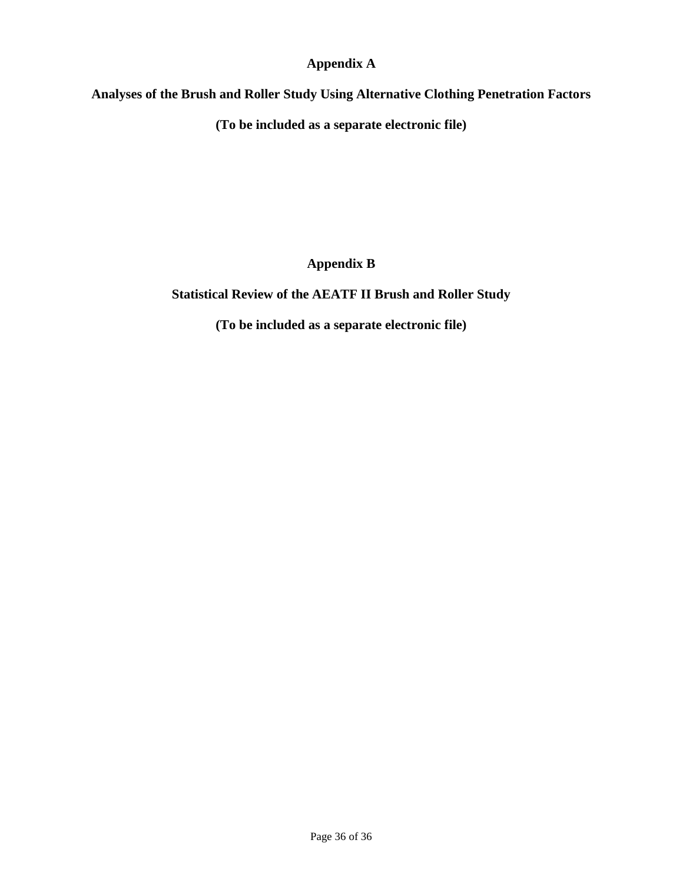# Appendix A

## Analyses of the Brush and Roller Study Using Alternative Clothing Penetration Factors

**(To be included as a separate electronic file)**

# Appendix B

## Statistical Review of the AEATF II Brush and Roller Study

**(To be included as a separate electronic file)**